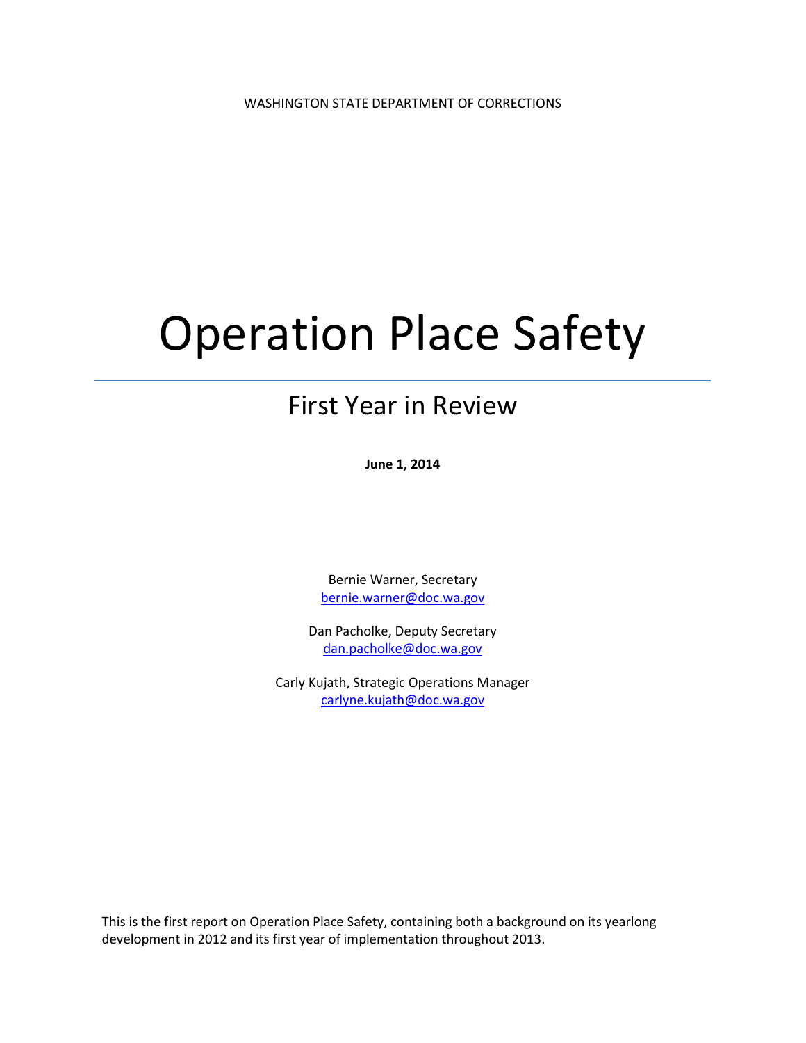WASHINGTON STATE DEPARTMENT OF CORRECTIONS

# Operation Place Safety

## First Year in Review

**June 1, 2014**

Bernie Warner, Secretary
bernie.warner@doc.wa.gov

Dan Pacholke, Deputy Secretary
dan.pacholke@doc.wa.gov

Carly Kujath, Strategic Operations Manager
carlyne.kujath@doc.wa.gov

This is the first report on Operation Place Safety, containing both a background on its yearlong development in 2012 and its first year of implementation throughout 2013.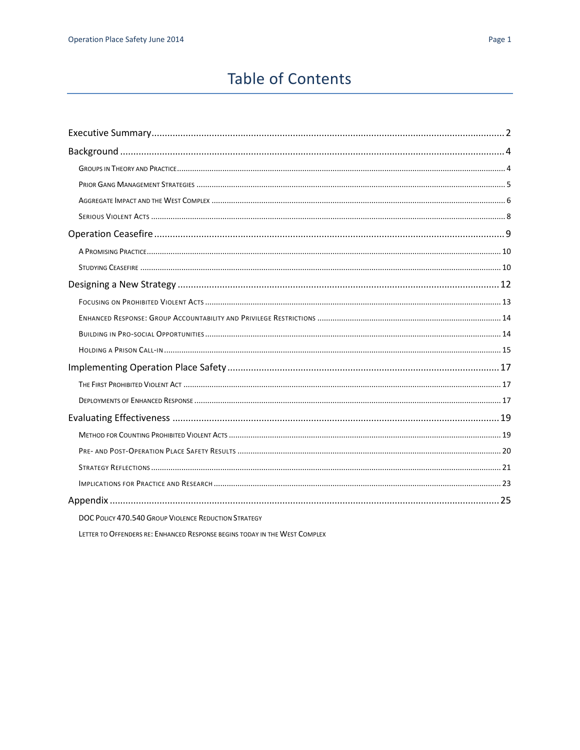# Table of Contents

- Executive Summary ..... 2
- Background ..... 4
  - Groups in Theory and Practice ..... 4
  - Prior Gang Management Strategies ..... 5
  - Aggregate Impact and the West Complex ..... 6
  - Serious Violent Acts ..... 8
- Operation Ceasefire ..... 9
  - A Promising Practice ..... 10
  - Studying Ceasefire ..... 10
- Designing a New Strategy ..... 12
  - Focusing on Prohibited Violent Acts ..... 13
  - Enhanced Response: Group Accountability and Privilege Restrictions ..... 14
  - Building in Pro-social Opportunities ..... 14
  - Holding a Prison Call-in ..... 15
- Implementing Operation Place Safety ..... 17
  - The First Prohibited Violent Act ..... 17
  - Deployments of Enhanced Response ..... 17
- Evaluating Effectiveness ..... 19
  - Method for Counting Prohibited Violent Acts ..... 19
  - Pre- and Post-Operation Place Safety Results ..... 20
  - Strategy Reflections ..... 21
  - Implications for Practice and Research ..... 23
- Appendix ..... 25
  - DOC Policy 470.540 Group Violence Reduction Strategy
  - Letter to Offenders re: Enhanced Response begins today in the West Complex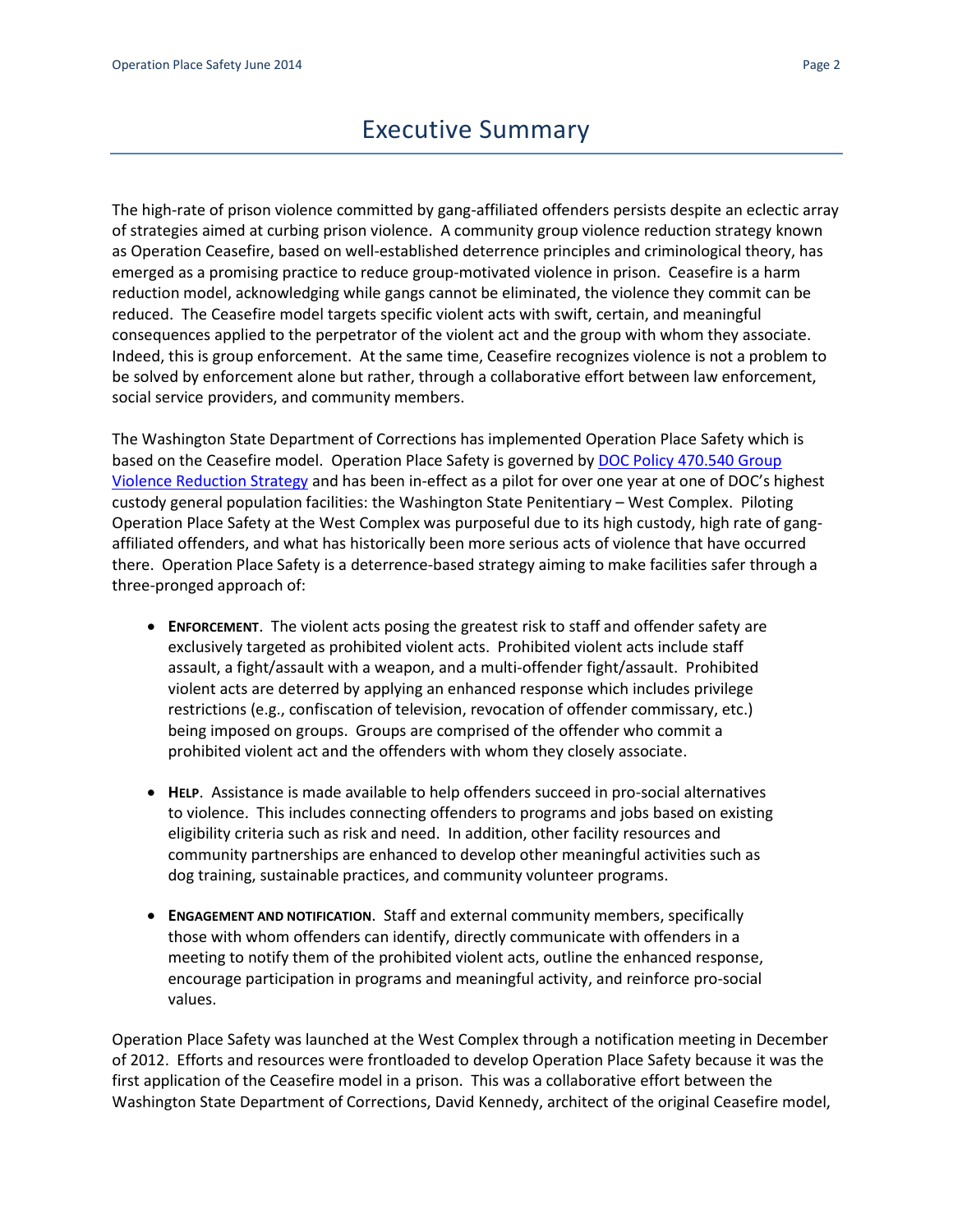# Executive Summary

The high-rate of prison violence committed by gang-affiliated offenders persists despite an eclectic array of strategies aimed at curbing prison violence. A community group violence reduction strategy known as Operation Ceasefire, based on well-established deterrence principles and criminological theory, has emerged as a promising practice to reduce group-motivated violence in prison. Ceasefire is a harm reduction model, acknowledging while gangs cannot be eliminated, the violence they commit can be reduced. The Ceasefire model targets specific violent acts with swift, certain, and meaningful consequences applied to the perpetrator of the violent act and the group with whom they associate. Indeed, this is group enforcement. At the same time, Ceasefire recognizes violence is not a problem to be solved by enforcement alone but rather, through a collaborative effort between law enforcement, social service providers, and community members.

The Washington State Department of Corrections has implemented Operation Place Safety which is based on the Ceasefire model. Operation Place Safety is governed by DOC Policy 470.540 Group Violence Reduction Strategy and has been in-effect as a pilot for over one year at one of DOC's highest custody general population facilities: the Washington State Penitentiary – West Complex. Piloting Operation Place Safety at the West Complex was purposeful due to its high custody, high rate of gang-affiliated offenders, and what has historically been more serious acts of violence that have occurred there. Operation Place Safety is a deterrence-based strategy aiming to make facilities safer through a three-pronged approach of:

- **ENFORCEMENT**. The violent acts posing the greatest risk to staff and offender safety are exclusively targeted as prohibited violent acts. Prohibited violent acts include staff assault, a fight/assault with a weapon, and a multi-offender fight/assault. Prohibited violent acts are deterred by applying an enhanced response which includes privilege restrictions (e.g., confiscation of television, revocation of offender commissary, etc.) being imposed on groups. Groups are comprised of the offender who commit a prohibited violent act and the offenders with whom they closely associate.

- **HELP**. Assistance is made available to help offenders succeed in pro-social alternatives to violence. This includes connecting offenders to programs and jobs based on existing eligibility criteria such as risk and need. In addition, other facility resources and community partnerships are enhanced to develop other meaningful activities such as dog training, sustainable practices, and community volunteer programs.

- **ENGAGEMENT AND NOTIFICATION**. Staff and external community members, specifically those with whom offenders can identify, directly communicate with offenders in a meeting to notify them of the prohibited violent acts, outline the enhanced response, encourage participation in programs and meaningful activity, and reinforce pro-social values.

Operation Place Safety was launched at the West Complex through a notification meeting in December of 2012. Efforts and resources were frontloaded to develop Operation Place Safety because it was the first application of the Ceasefire model in a prison. This was a collaborative effort between the Washington State Department of Corrections, David Kennedy, architect of the original Ceasefire model,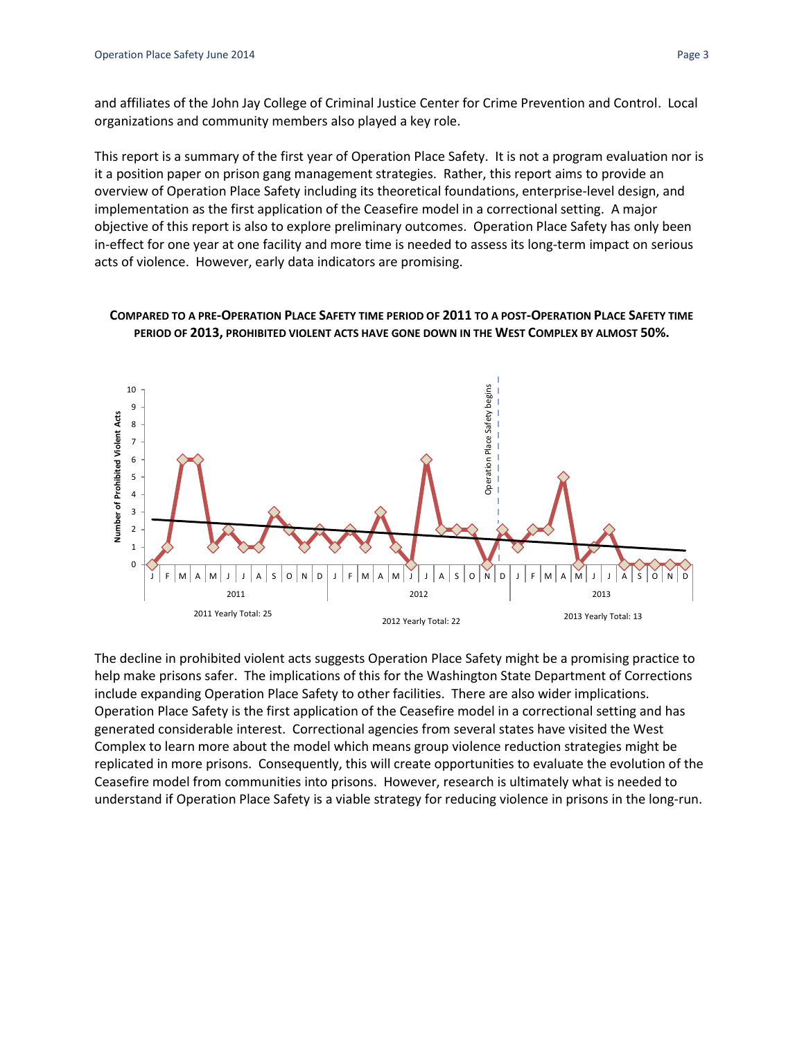and affiliates of the John Jay College of Criminal Justice Center for Crime Prevention and Control. Local organizations and community members also played a key role.

This report is a summary of the first year of Operation Place Safety. It is not a program evaluation nor is it a position paper on prison gang management strategies. Rather, this report aims to provide an overview of Operation Place Safety including its theoretical foundations, enterprise-level design, and implementation as the first application of the Ceasefire model in a correctional setting. A major objective of this report is also to explore preliminary outcomes. Operation Place Safety has only been in-effect for one year at one facility and more time is needed to assess its long-term impact on serious acts of violence. However, early data indicators are promising.

**COMPARED TO A PRE-OPERATION PLACE SAFETY TIME PERIOD OF 2011 TO A POST-OPERATION PLACE SAFETY TIME PERIOD OF 2013, PROHIBITED VIOLENT ACTS HAVE GONE DOWN IN THE WEST COMPLEX BY ALMOST 50%.**

2011 Yearly Total: 25

2012 Yearly Total: 22

2013 Yearly Total: 13

The decline in prohibited violent acts suggests Operation Place Safety might be a promising practice to help make prisons safer. The implications of this for the Washington State Department of Corrections include expanding Operation Place Safety to other facilities. There are also wider implications. Operation Place Safety is the first application of the Ceasefire model in a correctional setting and has generated considerable interest. Correctional agencies from several states have visited the West Complex to learn more about the model which means group violence reduction strategies might be replicated in more prisons. Consequently, this will create opportunities to evaluate the evolution of the Ceasefire model from communities into prisons. However, research is ultimately what is needed to understand if Operation Place Safety is a viable strategy for reducing violence in prisons in the long-run.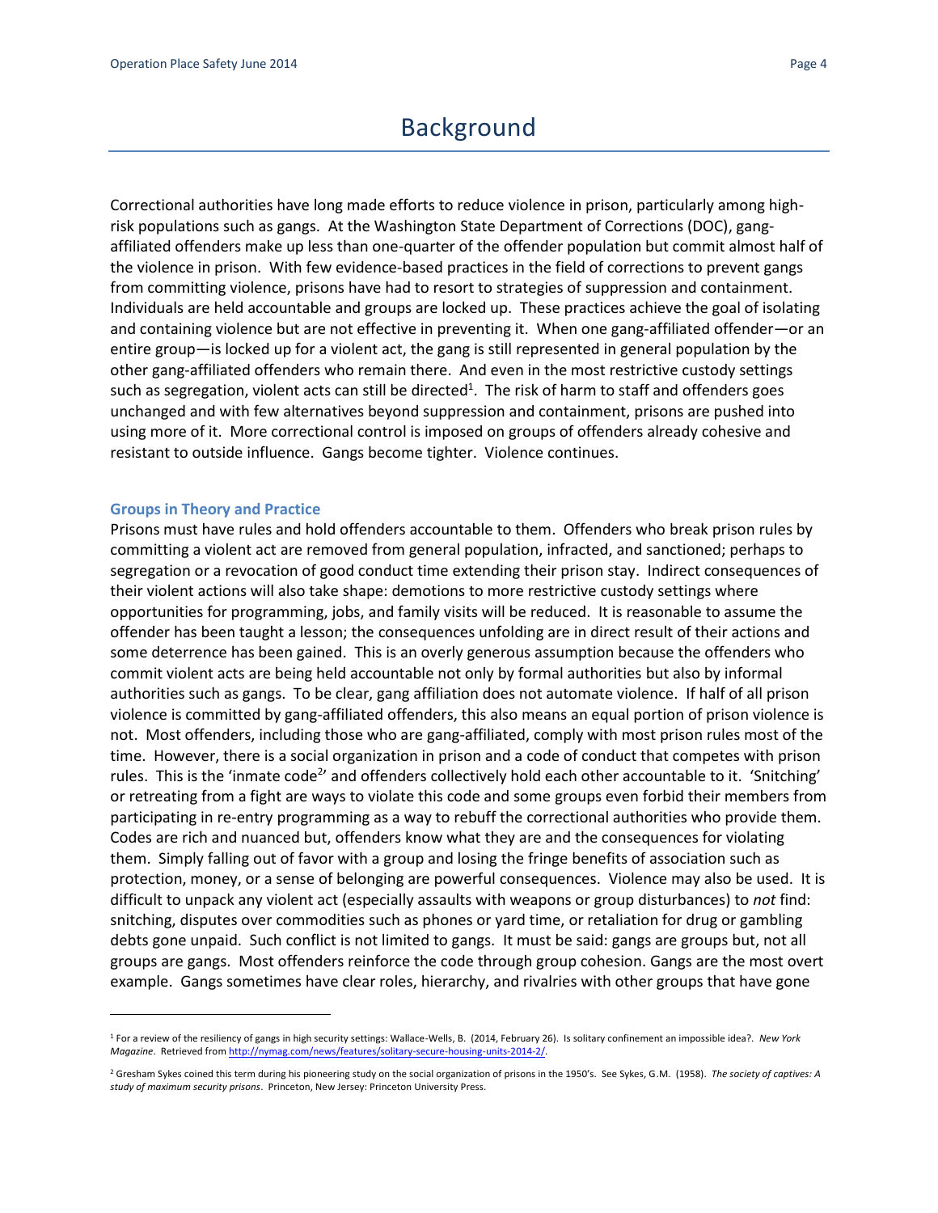# Background

Correctional authorities have long made efforts to reduce violence in prison, particularly among high-risk populations such as gangs. At the Washington State Department of Corrections (DOC), gang-affiliated offenders make up less than one-quarter of the offender population but commit almost half of the violence in prison. With few evidence-based practices in the field of corrections to prevent gangs from committing violence, prisons have had to resort to strategies of suppression and containment. Individuals are held accountable and groups are locked up. These practices achieve the goal of isolating and containing violence but are not effective in preventing it. When one gang-affiliated offender—or an entire group—is locked up for a violent act, the gang is still represented in general population by the other gang-affiliated offenders who remain there. And even in the most restrictive custody settings such as segregation, violent acts can still be directed[1]. The risk of harm to staff and offenders goes unchanged and with few alternatives beyond suppression and containment, prisons are pushed into using more of it. More correctional control is imposed on groups of offenders already cohesive and resistant to outside influence. Gangs become tighter. Violence continues.

### Groups in Theory and Practice

Prisons must have rules and hold offenders accountable to them. Offenders who break prison rules by committing a violent act are removed from general population, infracted, and sanctioned; perhaps to segregation or a revocation of good conduct time extending their prison stay. Indirect consequences of their violent actions will also take shape: demotions to more restrictive custody settings where opportunities for programming, jobs, and family visits will be reduced. It is reasonable to assume the offender has been taught a lesson; the consequences unfolding are in direct result of their actions and some deterrence has been gained. This is an overly generous assumption because the offenders who commit violent acts are being held accountable not only by formal authorities but also by informal authorities such as gangs. To be clear, gang affiliation does not automate violence. If half of all prison violence is committed by gang-affiliated offenders, this also means an equal portion of prison violence is not. Most offenders, including those who are gang-affiliated, comply with most prison rules most of the time. However, there is a social organization in prison and a code of conduct that competes with prison rules. This is the 'inmate code[2]' and offenders collectively hold each other accountable to it. 'Snitching' or retreating from a fight are ways to violate this code and some groups even forbid their members from participating in re-entry programming as a way to rebuff the correctional authorities who provide them. Codes are rich and nuanced but, offenders know what they are and the consequences for violating them. Simply falling out of favor with a group and losing the fringe benefits of association such as protection, money, or a sense of belonging are powerful consequences. Violence may also be used. It is difficult to unpack any violent act (especially assaults with weapons or group disturbances) to *not* find: snitching, disputes over commodities such as phones or yard time, or retaliation for drug or gambling debts gone unpaid. Such conflict is not limited to gangs. It must be said: gangs are groups but, not all groups are gangs. Most offenders reinforce the code through group cohesion. Gangs are the most overt example. Gangs sometimes have clear roles, hierarchy, and rivalries with other groups that have gone

---

[1] For a review of the resiliency of gangs in high security settings: Wallace-Wells, B. (2014, February 26). Is solitary confinement an impossible idea?. *New York Magazine*. Retrieved from http://nymag.com/news/features/solitary-secure-housing-units-2014-2/.

[2] Gresham Sykes coined this term during his pioneering study on the social organization of prisons in the 1950's. See Sykes, G.M. (1958). *The society of captives: A study of maximum security prisons*. Princeton, New Jersey: Princeton University Press.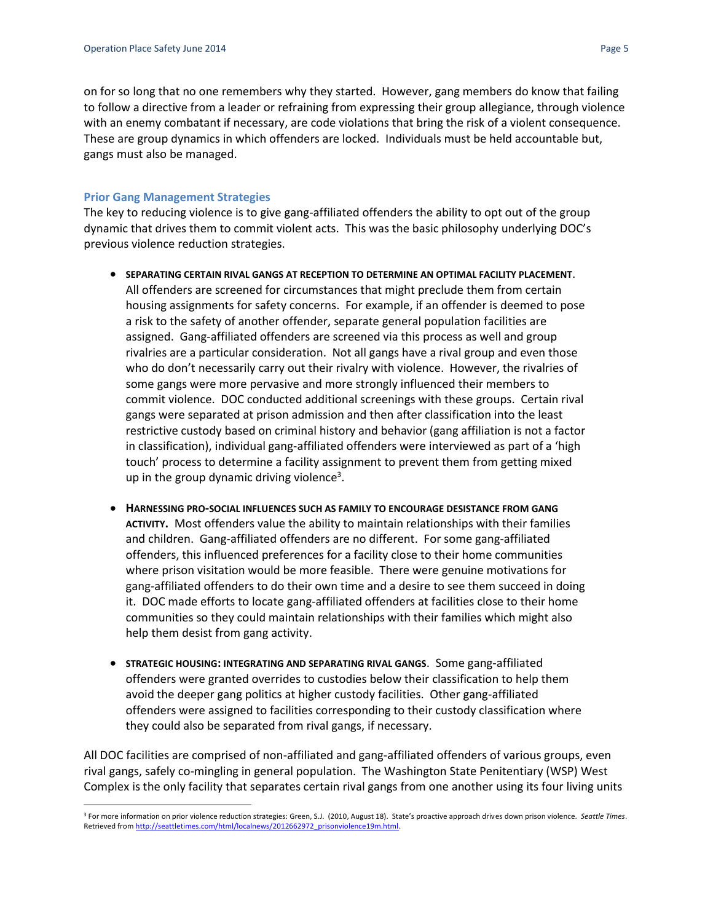on for so long that no one remembers why they started. However, gang members do know that failing to follow a directive from a leader or refraining from expressing their group allegiance, through violence with an enemy combatant if necessary, are code violations that bring the risk of a violent consequence. These are group dynamics in which offenders are locked. Individuals must be held accountable but, gangs must also be managed.

## Prior Gang Management Strategies

The key to reducing violence is to give gang-affiliated offenders the ability to opt out of the group dynamic that drives them to commit violent acts. This was the basic philosophy underlying DOC's previous violence reduction strategies.

- **SEPARATING CERTAIN RIVAL GANGS AT RECEPTION TO DETERMINE AN OPTIMAL FACILITY PLACEMENT.** All offenders are screened for circumstances that might preclude them from certain housing assignments for safety concerns. For example, if an offender is deemed to pose a risk to the safety of another offender, separate general population facilities are assigned. Gang-affiliated offenders are screened via this process as well and group rivalries are a particular consideration. Not all gangs have a rival group and even those who do don't necessarily carry out their rivalry with violence. However, the rivalries of some gangs were more pervasive and more strongly influenced their members to commit violence. DOC conducted additional screenings with these groups. Certain rival gangs were separated at prison admission and then after classification into the least restrictive custody based on criminal history and behavior (gang affiliation is not a factor in classification), individual gang-affiliated offenders were interviewed as part of a 'high touch' process to determine a facility assignment to prevent them from getting mixed up in the group dynamic driving violence[3].

- **HARNESSING PRO-SOCIAL INFLUENCES SUCH AS FAMILY TO ENCOURAGE DESISTANCE FROM GANG ACTIVITY.** Most offenders value the ability to maintain relationships with their families and children. Gang-affiliated offenders are no different. For some gang-affiliated offenders, this influenced preferences for a facility close to their home communities where prison visitation would be more feasible. There were genuine motivations for gang-affiliated offenders to do their own time and a desire to see them succeed in doing it. DOC made efforts to locate gang-affiliated offenders at facilities close to their home communities so they could maintain relationships with their families which might also help them desist from gang activity.

- **STRATEGIC HOUSING: INTEGRATING AND SEPARATING RIVAL GANGS**. Some gang-affiliated offenders were granted overrides to custodies below their classification to help them avoid the deeper gang politics at higher custody facilities. Other gang-affiliated offenders were assigned to facilities corresponding to their custody classification where they could also be separated from rival gangs, if necessary.

All DOC facilities are comprised of non-affiliated and gang-affiliated offenders of various groups, even rival gangs, safely co-mingling in general population. The Washington State Penitentiary (WSP) West Complex is the only facility that separates certain rival gangs from one another using its four living units

[3] For more information on prior violence reduction strategies: Green, S.J. (2010, August 18). State's proactive approach drives down prison violence. *Seattle Times*. Retrieved from http://seattletimes.com/html/localnews/2012662972_prisonviolence19m.html.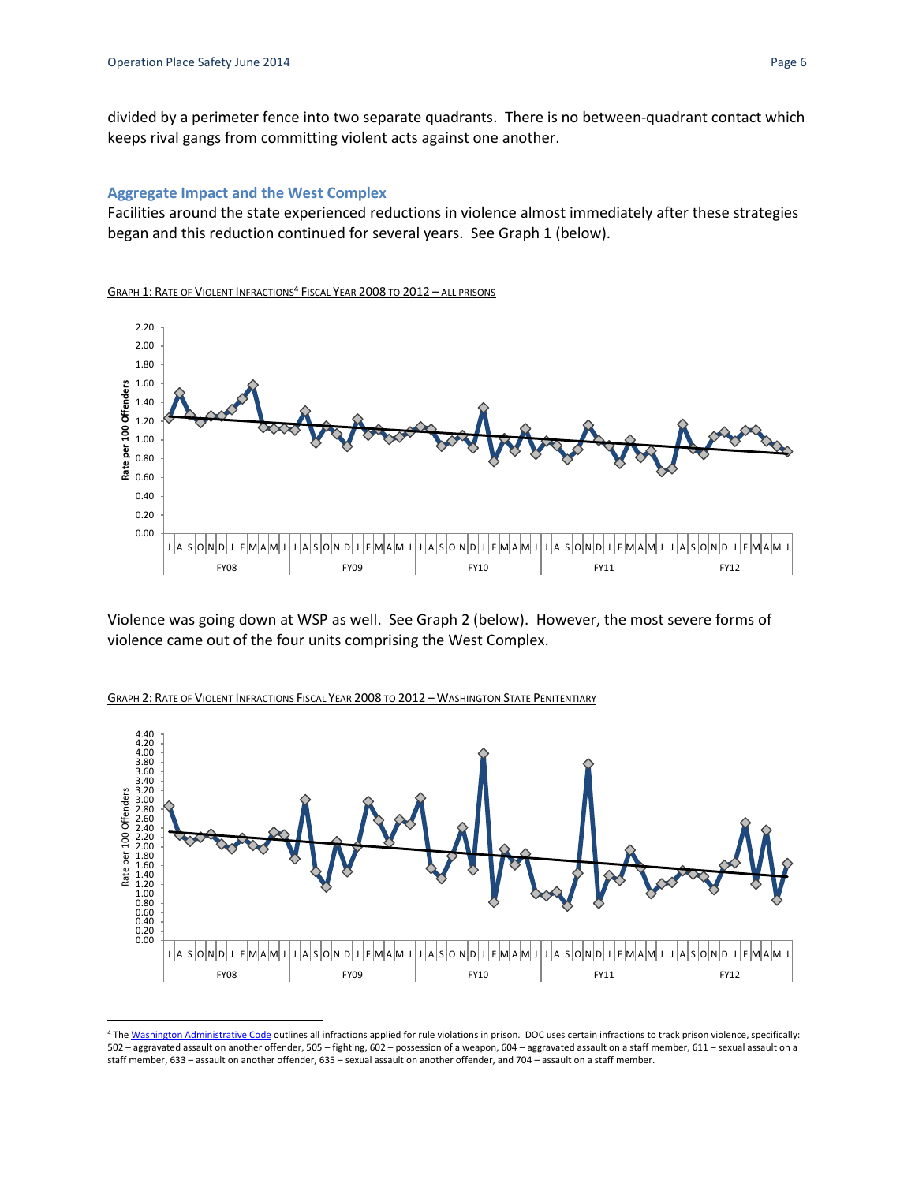divided by a perimeter fence into two separate quadrants. There is no between-quadrant contact which keeps rival gangs from committing violent acts against one another.

### Aggregate Impact and the West Complex

Facilities around the state experienced reductions in violence almost immediately after these strategies began and this reduction continued for several years. See Graph 1 (below).

GRAPH 1: RATE OF VIOLENT INFRACTIONS[4] FISCAL YEAR 2008 TO 2012 – ALL PRISONS

Violence was going down at WSP as well. See Graph 2 (below). However, the most severe forms of violence came out of the four units comprising the West Complex.

GRAPH 2: RATE OF VIOLENT INFRACTIONS FISCAL YEAR 2008 TO 2012 – WASHINGTON STATE PENITENTIARY

[4] The Washington Administrative Code outlines all infractions applied for rule violations in prison. DOC uses certain infractions to track prison violence, specifically: 502 – aggravated assault on another offender, 505 – fighting, 602 – possession of a weapon, 604 – aggravated assault on a staff member, 611 – sexual assault on a staff member, 633 – assault on another offender, 635 – sexual assault on another offender, and 704 – assault on a staff member.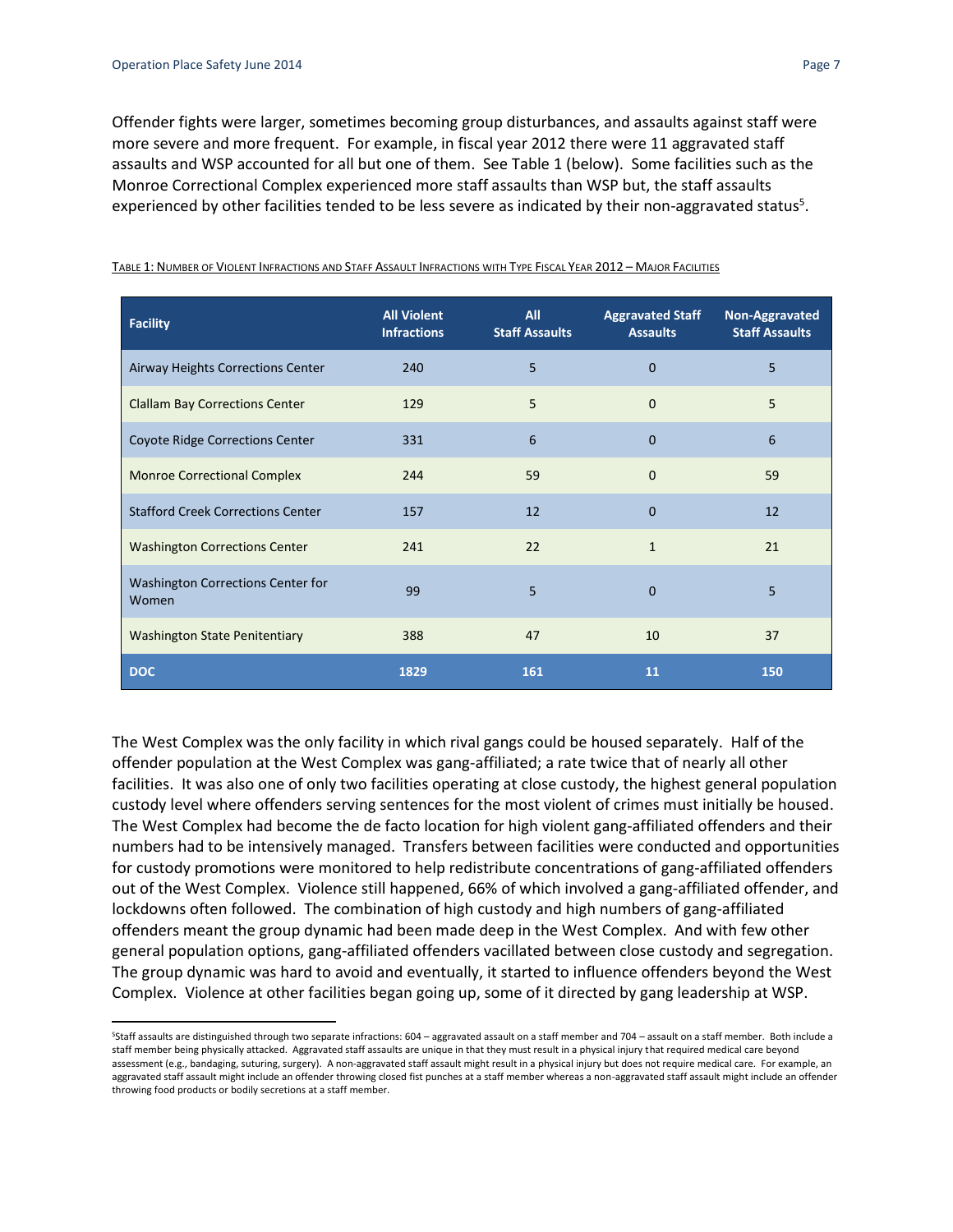Offender fights were larger, sometimes becoming group disturbances, and assaults against staff were more severe and more frequent. For example, in fiscal year 2012 there were 11 aggravated staff assaults and WSP accounted for all but one of them. See Table 1 (below). Some facilities such as the Monroe Correctional Complex experienced more staff assaults than WSP but, the staff assaults experienced by other facilities tended to be less severe as indicated by their non-aggravated status[5].

TABLE 1: NUMBER OF VIOLENT INFRACTIONS AND STAFF ASSAULT INFRACTIONS WITH TYPE FISCAL YEAR 2012 – MAJOR FACILITIES

| Facility | All Violent Infractions | All Staff Assaults | Aggravated Staff Assaults | Non-Aggravated Staff Assaults |
|---|---|---|---|---|
| Airway Heights Corrections Center | 240 | 5 | 0 | 5 |
| Clallam Bay Corrections Center | 129 | 5 | 0 | 5 |
| Coyote Ridge Corrections Center | 331 | 6 | 0 | 6 |
| Monroe Correctional Complex | 244 | 59 | 0 | 59 |
| Stafford Creek Corrections Center | 157 | 12 | 0 | 12 |
| Washington Corrections Center | 241 | 22 | 1 | 21 |
| Washington Corrections Center for Women | 99 | 5 | 0 | 5 |
| Washington State Penitentiary | 388 | 47 | 10 | 37 |
| **DOC** | **1829** | **161** | **11** | **150** |

The West Complex was the only facility in which rival gangs could be housed separately. Half of the offender population at the West Complex was gang-affiliated; a rate twice that of nearly all other facilities. It was also one of only two facilities operating at close custody, the highest general population custody level where offenders serving sentences for the most violent of crimes must initially be housed. The West Complex had become the de facto location for high violent gang-affiliated offenders and their numbers had to be intensively managed. Transfers between facilities were conducted and opportunities for custody promotions were monitored to help redistribute concentrations of gang-affiliated offenders out of the West Complex. Violence still happened, 66% of which involved a gang-affiliated offender, and lockdowns often followed. The combination of high custody and high numbers of gang-affiliated offenders meant the group dynamic had been made deep in the West Complex. And with few other general population options, gang-affiliated offenders vacillated between close custody and segregation. The group dynamic was hard to avoid and eventually, it started to influence offenders beyond the West Complex. Violence at other facilities began going up, some of it directed by gang leadership at WSP.

[5] Staff assaults are distinguished through two separate infractions: 604 – aggravated assault on a staff member and 704 – assault on a staff member. Both include a staff member being physically attacked. Aggravated staff assaults are unique in that they must result in a physical injury that required medical care beyond assessment (e.g., bandaging, suturing, surgery). A non-aggravated staff assault might result in a physical injury but does not require medical care. For example, an aggravated staff assault might include an offender throwing closed fist punches at a staff member whereas a non-aggravated staff assault might include an offender throwing food products or bodily secretions at a staff member.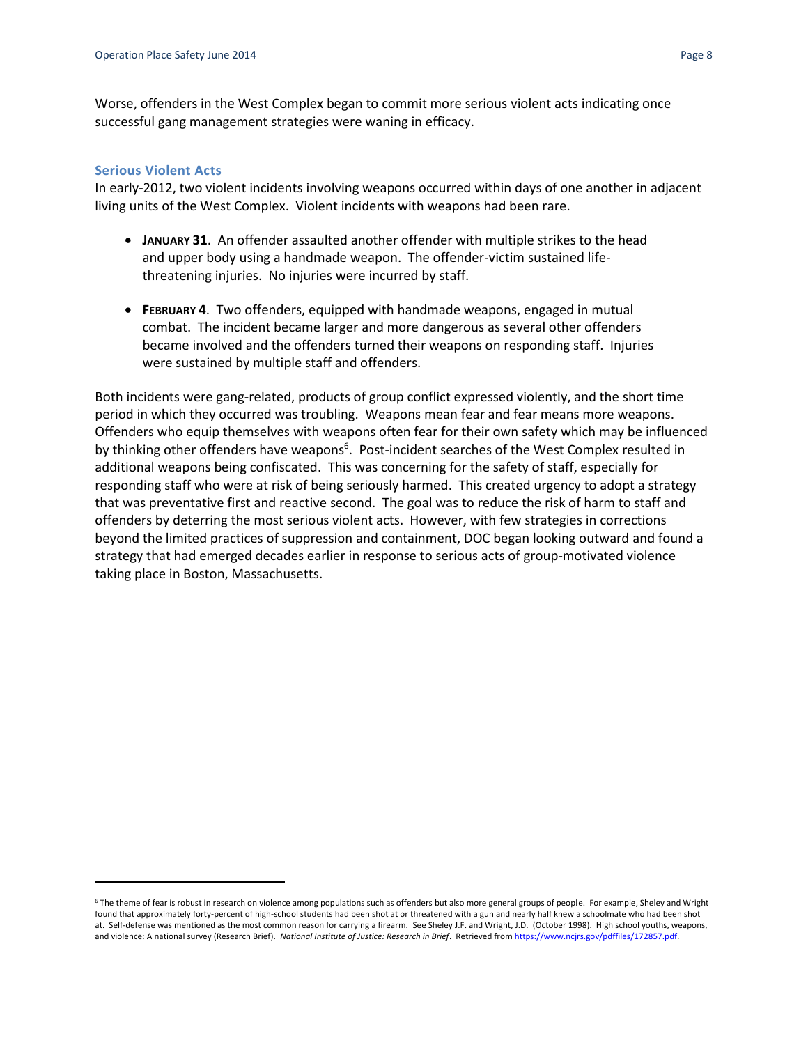Worse, offenders in the West Complex began to commit more serious violent acts indicating once successful gang management strategies were waning in efficacy.

### Serious Violent Acts

In early-2012, two violent incidents involving weapons occurred within days of one another in adjacent living units of the West Complex. Violent incidents with weapons had been rare.

- **JANUARY 31**. An offender assaulted another offender with multiple strikes to the head and upper body using a handmade weapon. The offender-victim sustained life-threatening injuries. No injuries were incurred by staff.
- **FEBRUARY 4**. Two offenders, equipped with handmade weapons, engaged in mutual combat. The incident became larger and more dangerous as several other offenders became involved and the offenders turned their weapons on responding staff. Injuries were sustained by multiple staff and offenders.

Both incidents were gang-related, products of group conflict expressed violently, and the short time period in which they occurred was troubling. Weapons mean fear and fear means more weapons. Offenders who equip themselves with weapons often fear for their own safety which may be influenced by thinking other offenders have weapons[6]. Post-incident searches of the West Complex resulted in additional weapons being confiscated. This was concerning for the safety of staff, especially for responding staff who were at risk of being seriously harmed. This created urgency to adopt a strategy that was preventative first and reactive second. The goal was to reduce the risk of harm to staff and offenders by deterring the most serious violent acts. However, with few strategies in corrections beyond the limited practices of suppression and containment, DOC began looking outward and found a strategy that had emerged decades earlier in response to serious acts of group-motivated violence taking place in Boston, Massachusetts.

---

[6] The theme of fear is robust in research on violence among populations such as offenders but also more general groups of people. For example, Sheley and Wright found that approximately forty-percent of high-school students had been shot at or threatened with a gun and nearly half knew a schoolmate who had been shot at. Self-defense was mentioned as the most common reason for carrying a firearm. See Sheley J.F. and Wright, J.D. (October 1998). High school youths, weapons, and violence: A national survey (Research Brief). *National Institute of Justice: Research in Brief*. Retrieved from https://www.ncjrs.gov/pdffiles/172857.pdf.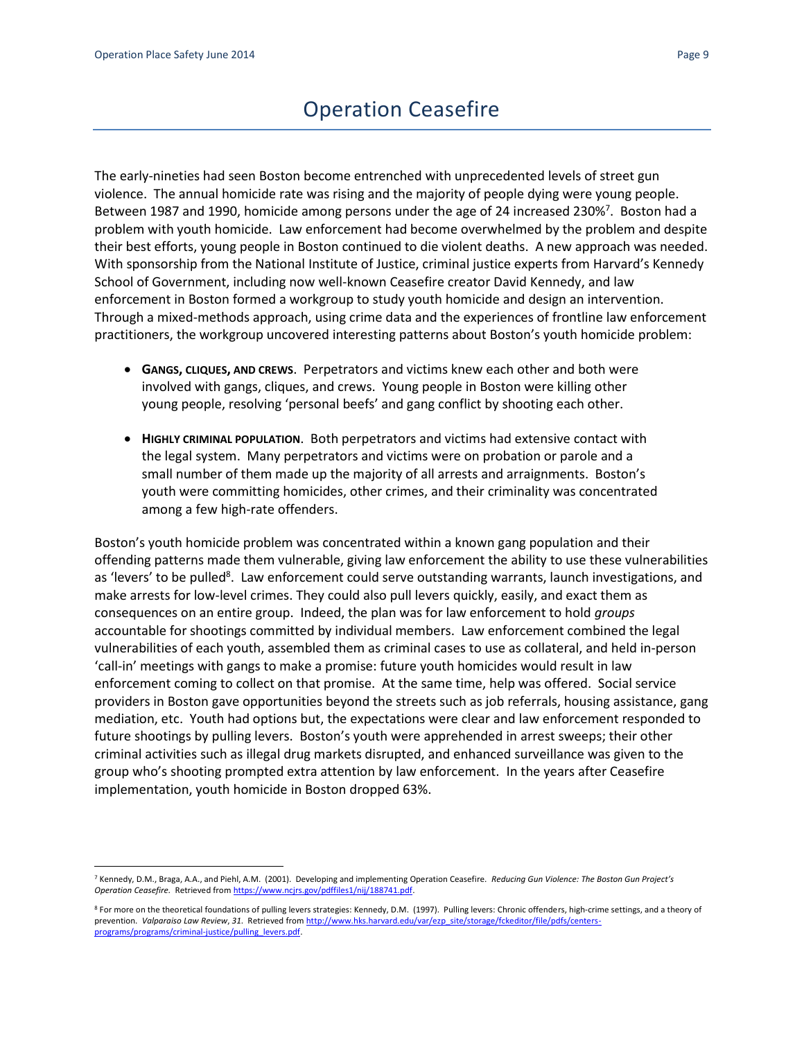# Operation Ceasefire

The early-nineties had seen Boston become entrenched with unprecedented levels of street gun violence. The annual homicide rate was rising and the majority of people dying were young people. Between 1987 and 1990, homicide among persons under the age of 24 increased 230%[7]. Boston had a problem with youth homicide. Law enforcement had become overwhelmed by the problem and despite their best efforts, young people in Boston continued to die violent deaths. A new approach was needed. With sponsorship from the National Institute of Justice, criminal justice experts from Harvard's Kennedy School of Government, including now well-known Ceasefire creator David Kennedy, and law enforcement in Boston formed a workgroup to study youth homicide and design an intervention. Through a mixed-methods approach, using crime data and the experiences of frontline law enforcement practitioners, the workgroup uncovered interesting patterns about Boston's youth homicide problem:

- **GANGS, CLIQUES, AND CREWS**. Perpetrators and victims knew each other and both were involved with gangs, cliques, and crews. Young people in Boston were killing other young people, resolving 'personal beefs' and gang conflict by shooting each other.

- **HIGHLY CRIMINAL POPULATION**. Both perpetrators and victims had extensive contact with the legal system. Many perpetrators and victims were on probation or parole and a small number of them made up the majority of all arrests and arraignments. Boston's youth were committing homicides, other crimes, and their criminality was concentrated among a few high-rate offenders.

Boston's youth homicide problem was concentrated within a known gang population and their offending patterns made them vulnerable, giving law enforcement the ability to use these vulnerabilities as 'levers' to be pulled[8]. Law enforcement could serve outstanding warrants, launch investigations, and make arrests for low-level crimes. They could also pull levers quickly, easily, and exact them as consequences on an entire group. Indeed, the plan was for law enforcement to hold *groups* accountable for shootings committed by individual members. Law enforcement combined the legal vulnerabilities of each youth, assembled them as criminal cases to use as collateral, and held in-person 'call-in' meetings with gangs to make a promise: future youth homicides would result in law enforcement coming to collect on that promise. At the same time, help was offered. Social service providers in Boston gave opportunities beyond the streets such as job referrals, housing assistance, gang mediation, etc. Youth had options but, the expectations were clear and law enforcement responded to future shootings by pulling levers. Boston's youth were apprehended in arrest sweeps; their other criminal activities such as illegal drug markets disrupted, and enhanced surveillance was given to the group who's shooting prompted extra attention by law enforcement. In the years after Ceasefire implementation, youth homicide in Boston dropped 63%.

---

[7] Kennedy, D.M., Braga, A.A., and Piehl, A.M. (2001). Developing and implementing Operation Ceasefire. *Reducing Gun Violence: The Boston Gun Project's Operation Ceasefire.* Retrieved from https://www.ncjrs.gov/pdffiles1/nij/188741.pdf.

[8] For more on the theoretical foundations of pulling levers strategies: Kennedy, D.M. (1997). Pulling levers: Chronic offenders, high-crime settings, and a theory of prevention. *Valparaiso Law Review*, *31*. Retrieved from http://www.hks.harvard.edu/var/ezp_site/storage/fckeditor/file/pdfs/centers-programs/programs/criminal-justice/pulling_levers.pdf.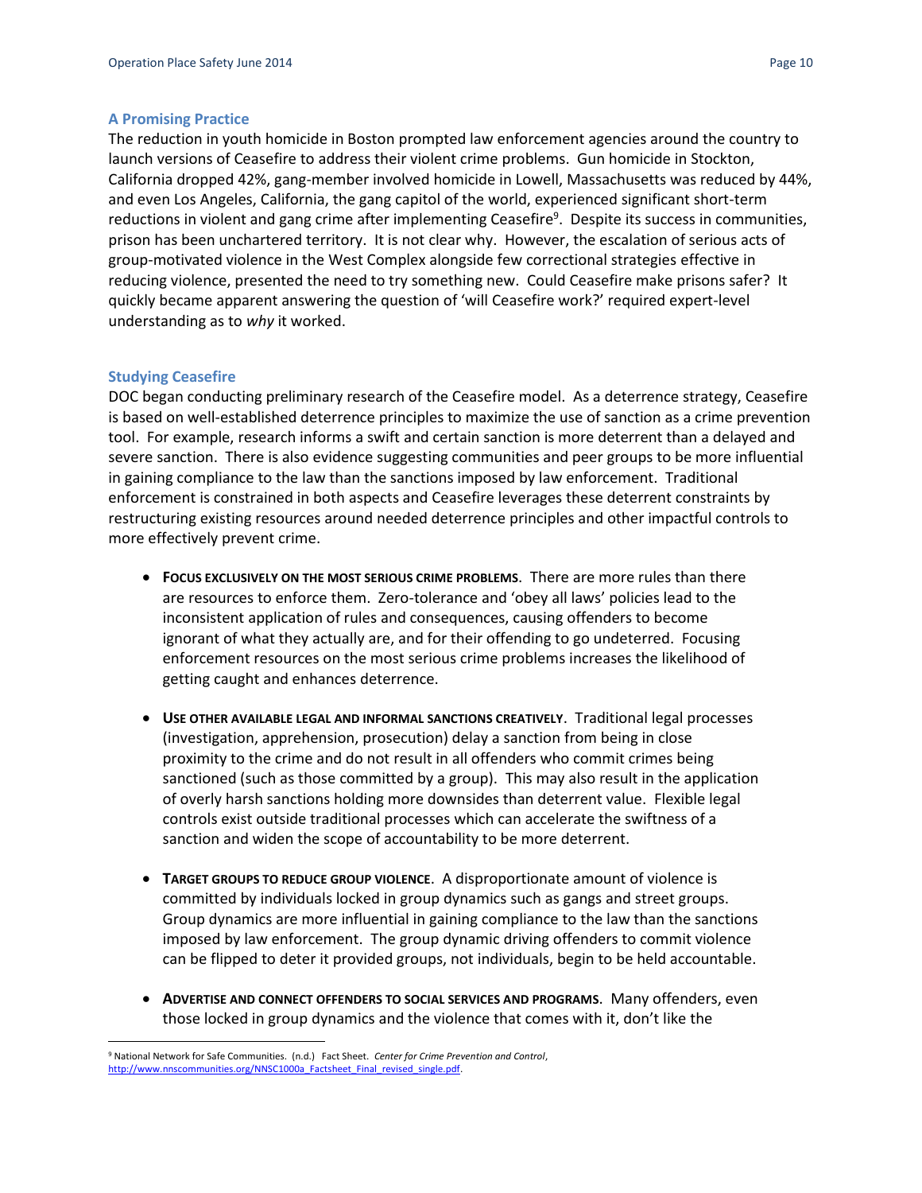## A Promising Practice

The reduction in youth homicide in Boston prompted law enforcement agencies around the country to launch versions of Ceasefire to address their violent crime problems. Gun homicide in Stockton, California dropped 42%, gang-member involved homicide in Lowell, Massachusetts was reduced by 44%, and even Los Angeles, California, the gang capitol of the world, experienced significant short-term reductions in violent and gang crime after implementing Ceasefire[9]. Despite its success in communities, prison has been unchartered territory. It is not clear why. However, the escalation of serious acts of group-motivated violence in the West Complex alongside few correctional strategies effective in reducing violence, presented the need to try something new. Could Ceasefire make prisons safer? It quickly became apparent answering the question of 'will Ceasefire work?' required expert-level understanding as to *why* it worked.

## Studying Ceasefire

DOC began conducting preliminary research of the Ceasefire model. As a deterrence strategy, Ceasefire is based on well-established deterrence principles to maximize the use of sanction as a crime prevention tool. For example, research informs a swift and certain sanction is more deterrent than a delayed and severe sanction. There is also evidence suggesting communities and peer groups to be more influential in gaining compliance to the law than the sanctions imposed by law enforcement. Traditional enforcement is constrained in both aspects and Ceasefire leverages these deterrent constraints by restructuring existing resources around needed deterrence principles and other impactful controls to more effectively prevent crime.

- **FOCUS EXCLUSIVELY ON THE MOST SERIOUS CRIME PROBLEMS**. There are more rules than there are resources to enforce them. Zero-tolerance and 'obey all laws' policies lead to the inconsistent application of rules and consequences, causing offenders to become ignorant of what they actually are, and for their offending to go undeterred. Focusing enforcement resources on the most serious crime problems increases the likelihood of getting caught and enhances deterrence.

- **USE OTHER AVAILABLE LEGAL AND INFORMAL SANCTIONS CREATIVELY**. Traditional legal processes (investigation, apprehension, prosecution) delay a sanction from being in close proximity to the crime and do not result in all offenders who commit crimes being sanctioned (such as those committed by a group). This may also result in the application of overly harsh sanctions holding more downsides than deterrent value. Flexible legal controls exist outside traditional processes which can accelerate the swiftness of a sanction and widen the scope of accountability to be more deterrent.

- **TARGET GROUPS TO REDUCE GROUP VIOLENCE**. A disproportionate amount of violence is committed by individuals locked in group dynamics such as gangs and street groups. Group dynamics are more influential in gaining compliance to the law than the sanctions imposed by law enforcement. The group dynamic driving offenders to commit violence can be flipped to deter it provided groups, not individuals, begin to be held accountable.

- **ADVERTISE AND CONNECT OFFENDERS TO SOCIAL SERVICES AND PROGRAMS**. Many offenders, even those locked in group dynamics and the violence that comes with it, don't like the

[9] National Network for Safe Communities. (n.d.) Fact Sheet. *Center for Crime Prevention and Control*, http://www.nnscommunities.org/NNSC1000a_Factsheet_Final_revised_single.pdf.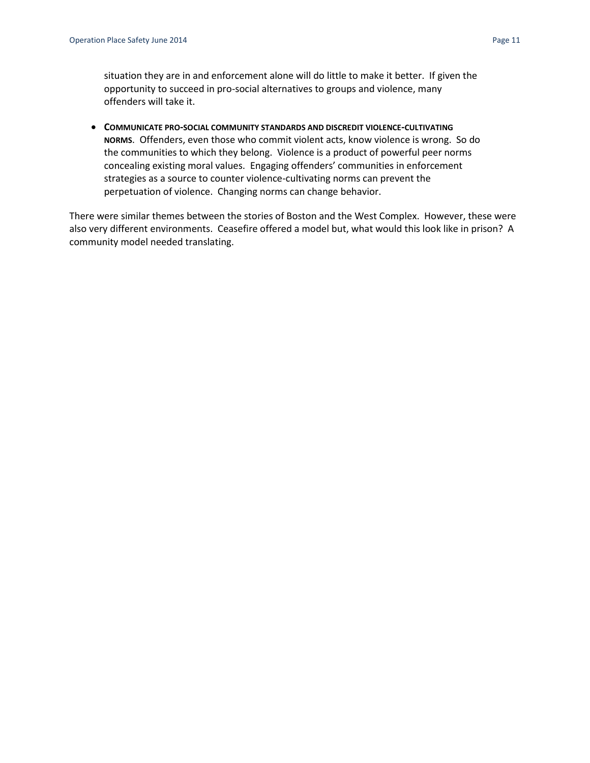situation they are in and enforcement alone will do little to make it better. If given the opportunity to succeed in pro-social alternatives to groups and violence, many offenders will take it.

- **Communicate pro-social community standards and discredit violence-cultivating norms**. Offenders, even those who commit violent acts, know violence is wrong. So do the communities to which they belong. Violence is a product of powerful peer norms concealing existing moral values. Engaging offenders' communities in enforcement strategies as a source to counter violence-cultivating norms can prevent the perpetuation of violence. Changing norms can change behavior.

There were similar themes between the stories of Boston and the West Complex. However, these were also very different environments. Ceasefire offered a model but, what would this look like in prison? A community model needed translating.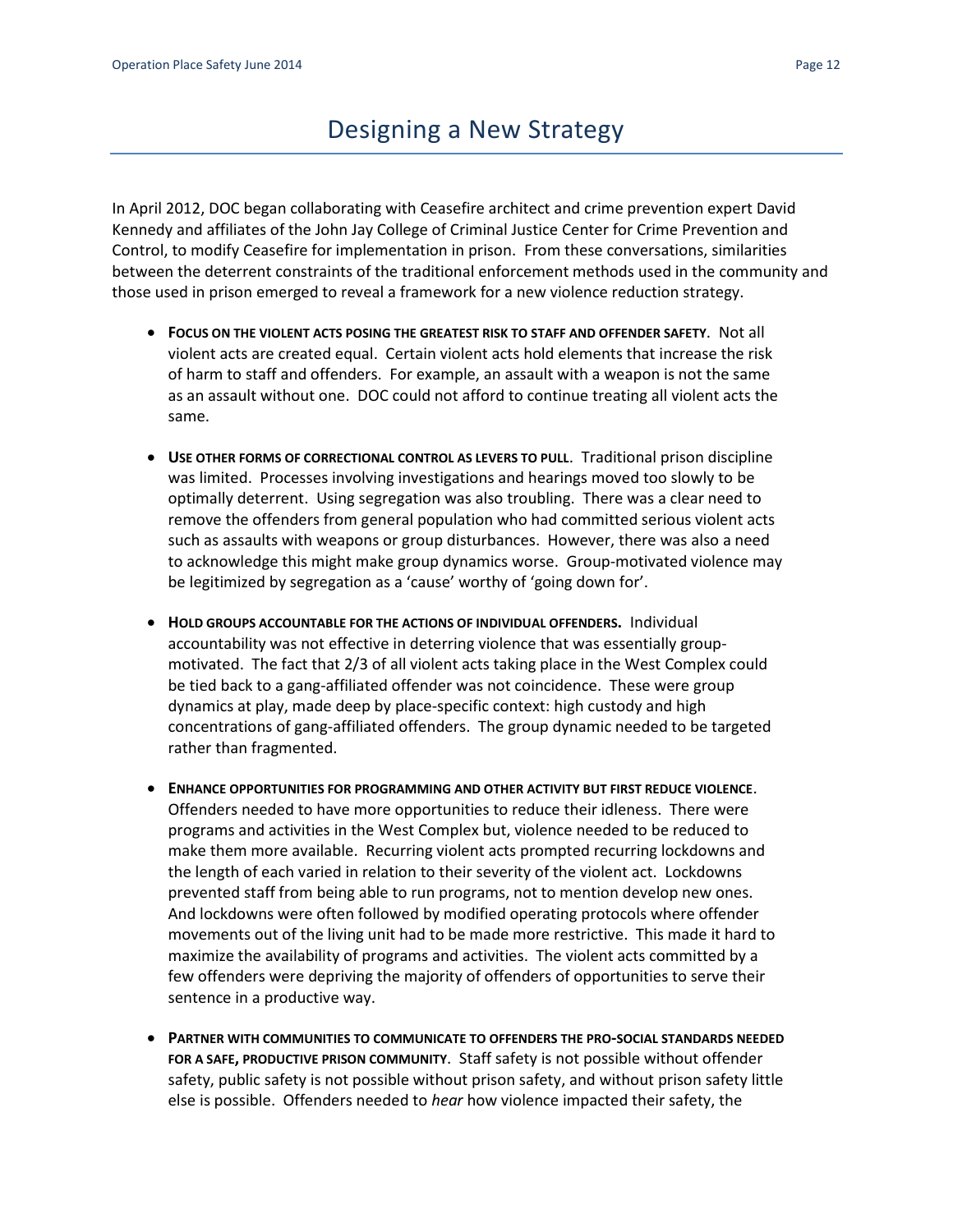# Designing a New Strategy

In April 2012, DOC began collaborating with Ceasefire architect and crime prevention expert David Kennedy and affiliates of the John Jay College of Criminal Justice Center for Crime Prevention and Control, to modify Ceasefire for implementation in prison. From these conversations, similarities between the deterrent constraints of the traditional enforcement methods used in the community and those used in prison emerged to reveal a framework for a new violence reduction strategy.

- **FOCUS ON THE VIOLENT ACTS POSING THE GREATEST RISK TO STAFF AND OFFENDER SAFETY**. Not all violent acts are created equal. Certain violent acts hold elements that increase the risk of harm to staff and offenders. For example, an assault with a weapon is not the same as an assault without one. DOC could not afford to continue treating all violent acts the same.

- **USE OTHER FORMS OF CORRECTIONAL CONTROL AS LEVERS TO PULL**. Traditional prison discipline was limited. Processes involving investigations and hearings moved too slowly to be optimally deterrent. Using segregation was also troubling. There was a clear need to remove the offenders from general population who had committed serious violent acts such as assaults with weapons or group disturbances. However, there was also a need to acknowledge this might make group dynamics worse. Group-motivated violence may be legitimized by segregation as a 'cause' worthy of 'going down for'.

- **HOLD GROUPS ACCOUNTABLE FOR THE ACTIONS OF INDIVIDUAL OFFENDERS.** Individual accountability was not effective in deterring violence that was essentially group-motivated. The fact that 2/3 of all violent acts taking place in the West Complex could be tied back to a gang-affiliated offender was not coincidence. These were group dynamics at play, made deep by place-specific context: high custody and high concentrations of gang-affiliated offenders. The group dynamic needed to be targeted rather than fragmented.

- **ENHANCE OPPORTUNITIES FOR PROGRAMMING AND OTHER ACTIVITY BUT FIRST REDUCE VIOLENCE**. Offenders needed to have more opportunities to reduce their idleness. There were programs and activities in the West Complex but, violence needed to be reduced to make them more available. Recurring violent acts prompted recurring lockdowns and the length of each varied in relation to their severity of the violent act. Lockdowns prevented staff from being able to run programs, not to mention develop new ones. And lockdowns were often followed by modified operating protocols where offender movements out of the living unit had to be made more restrictive. This made it hard to maximize the availability of programs and activities. The violent acts committed by a few offenders were depriving the majority of offenders of opportunities to serve their sentence in a productive way.

- **PARTNER WITH COMMUNITIES TO COMMUNICATE TO OFFENDERS THE PRO-SOCIAL STANDARDS NEEDED FOR A SAFE, PRODUCTIVE PRISON COMMUNITY**. Staff safety is not possible without offender safety, public safety is not possible without prison safety, and without prison safety little else is possible. Offenders needed to *hear* how violence impacted their safety, the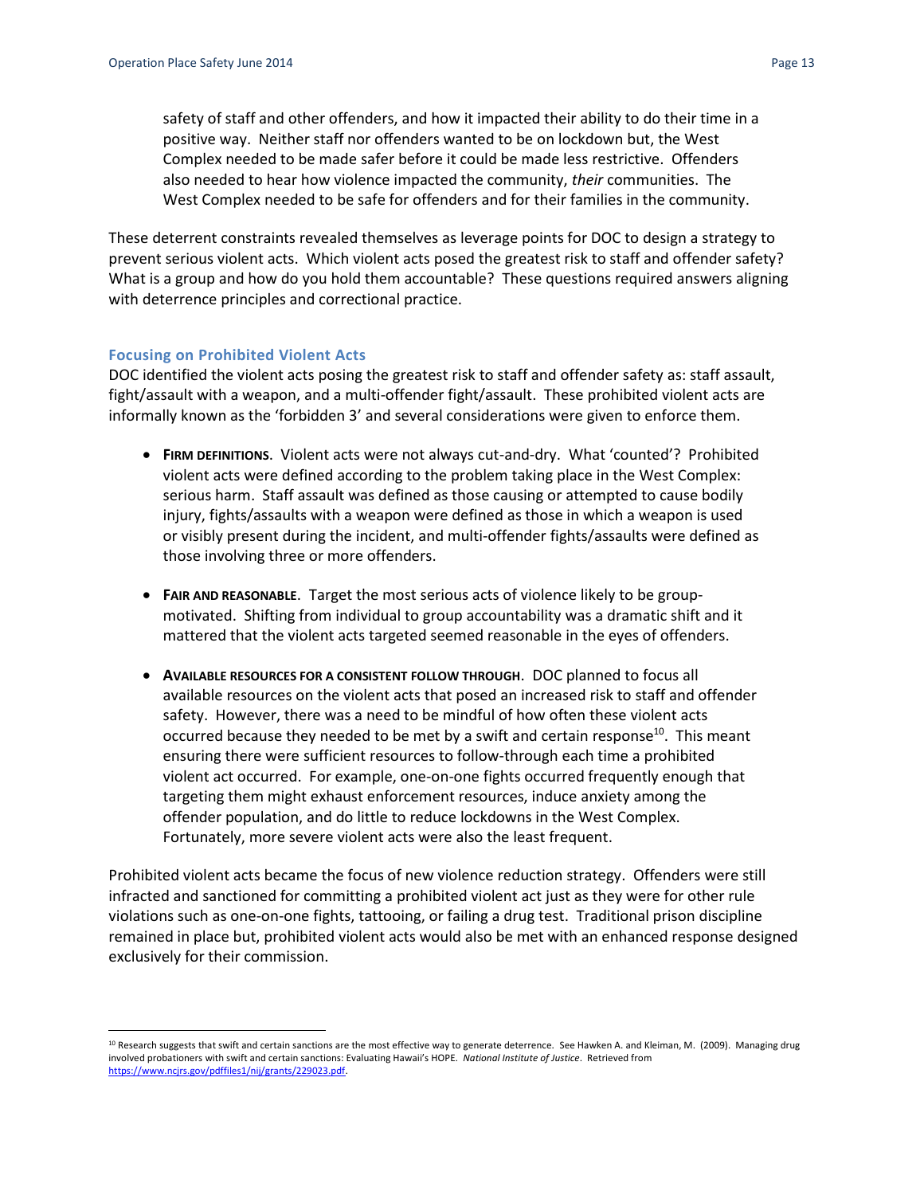safety of staff and other offenders, and how it impacted their ability to do their time in a positive way. Neither staff nor offenders wanted to be on lockdown but, the West Complex needed to be made safer before it could be made less restrictive. Offenders also needed to hear how violence impacted the community, *their* communities. The West Complex needed to be safe for offenders and for their families in the community.

These deterrent constraints revealed themselves as leverage points for DOC to design a strategy to prevent serious violent acts. Which violent acts posed the greatest risk to staff and offender safety? What is a group and how do you hold them accountable? These questions required answers aligning with deterrence principles and correctional practice.

### Focusing on Prohibited Violent Acts

DOC identified the violent acts posing the greatest risk to staff and offender safety as: staff assault, fight/assault with a weapon, and a multi-offender fight/assault. These prohibited violent acts are informally known as the 'forbidden 3' and several considerations were given to enforce them.

- **FIRM DEFINITIONS**. Violent acts were not always cut-and-dry. What 'counted'? Prohibited violent acts were defined according to the problem taking place in the West Complex: serious harm. Staff assault was defined as those causing or attempted to cause bodily injury, fights/assaults with a weapon were defined as those in which a weapon is used or visibly present during the incident, and multi-offender fights/assaults were defined as those involving three or more offenders.

- **FAIR AND REASONABLE**. Target the most serious acts of violence likely to be group-motivated. Shifting from individual to group accountability was a dramatic shift and it mattered that the violent acts targeted seemed reasonable in the eyes of offenders.

- **AVAILABLE RESOURCES FOR A CONSISTENT FOLLOW THROUGH**. DOC planned to focus all available resources on the violent acts that posed an increased risk to staff and offender safety. However, there was a need to be mindful of how often these violent acts occurred because they needed to be met by a swift and certain response[10]. This meant ensuring there were sufficient resources to follow-through each time a prohibited violent act occurred. For example, one-on-one fights occurred frequently enough that targeting them might exhaust enforcement resources, induce anxiety among the offender population, and do little to reduce lockdowns in the West Complex. Fortunately, more severe violent acts were also the least frequent.

Prohibited violent acts became the focus of new violence reduction strategy. Offenders were still infracted and sanctioned for committing a prohibited violent act just as they were for other rule violations such as one-on-one fights, tattooing, or failing a drug test. Traditional prison discipline remained in place but, prohibited violent acts would also be met with an enhanced response designed exclusively for their commission.

[10] Research suggests that swift and certain sanctions are the most effective way to generate deterrence. See Hawken A. and Kleiman, M. (2009). Managing drug involved probationers with swift and certain sanctions: Evaluating Hawaii's HOPE. *National Institute of Justice*. Retrieved from https://www.ncjrs.gov/pdffiles1/nij/grants/229023.pdf.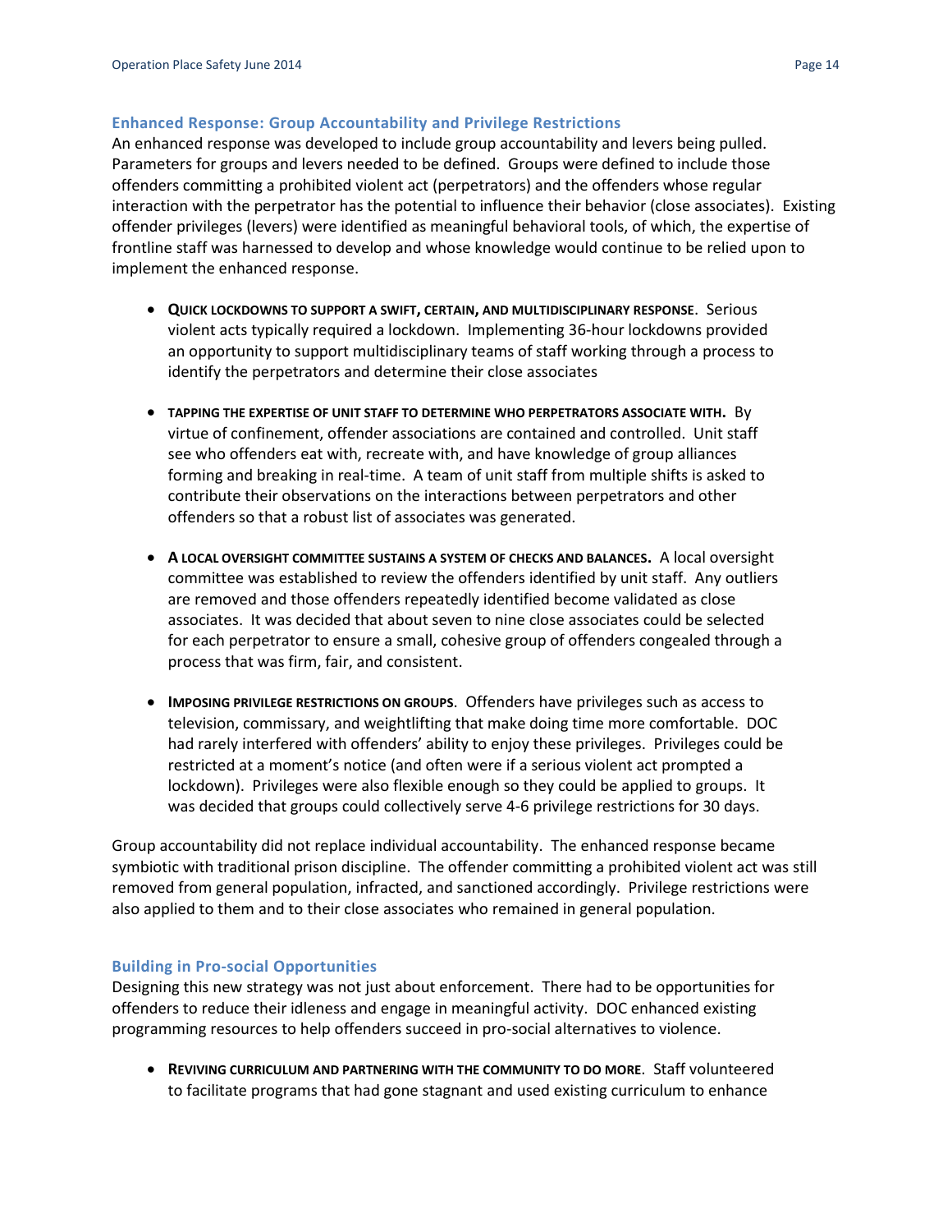### Enhanced Response: Group Accountability and Privilege Restrictions

An enhanced response was developed to include group accountability and levers being pulled. Parameters for groups and levers needed to be defined. Groups were defined to include those offenders committing a prohibited violent act (perpetrators) and the offenders whose regular interaction with the perpetrator has the potential to influence their behavior (close associates). Existing offender privileges (levers) were identified as meaningful behavioral tools, of which, the expertise of frontline staff was harnessed to develop and whose knowledge would continue to be relied upon to implement the enhanced response.

- **QUICK LOCKDOWNS TO SUPPORT A SWIFT, CERTAIN, AND MULTIDISCIPLINARY RESPONSE**. Serious violent acts typically required a lockdown. Implementing 36-hour lockdowns provided an opportunity to support multidisciplinary teams of staff working through a process to identify the perpetrators and determine their close associates

- **TAPPING THE EXPERTISE OF UNIT STAFF TO DETERMINE WHO PERPETRATORS ASSOCIATE WITH.** By virtue of confinement, offender associations are contained and controlled. Unit staff see who offenders eat with, recreate with, and have knowledge of group alliances forming and breaking in real-time. A team of unit staff from multiple shifts is asked to contribute their observations on the interactions between perpetrators and other offenders so that a robust list of associates was generated.

- **A LOCAL OVERSIGHT COMMITTEE SUSTAINS A SYSTEM OF CHECKS AND BALANCES.** A local oversight committee was established to review the offenders identified by unit staff. Any outliers are removed and those offenders repeatedly identified become validated as close associates. It was decided that about seven to nine close associates could be selected for each perpetrator to ensure a small, cohesive group of offenders congealed through a process that was firm, fair, and consistent.

- **IMPOSING PRIVILEGE RESTRICTIONS ON GROUPS**. Offenders have privileges such as access to television, commissary, and weightlifting that make doing time more comfortable. DOC had rarely interfered with offenders' ability to enjoy these privileges. Privileges could be restricted at a moment's notice (and often were if a serious violent act prompted a lockdown). Privileges were also flexible enough so they could be applied to groups. It was decided that groups could collectively serve 4-6 privilege restrictions for 30 days.

Group accountability did not replace individual accountability. The enhanced response became symbiotic with traditional prison discipline. The offender committing a prohibited violent act was still removed from general population, infracted, and sanctioned accordingly. Privilege restrictions were also applied to them and to their close associates who remained in general population.

### Building in Pro-social Opportunities

Designing this new strategy was not just about enforcement. There had to be opportunities for offenders to reduce their idleness and engage in meaningful activity. DOC enhanced existing programming resources to help offenders succeed in pro-social alternatives to violence.

- **REVIVING CURRICULUM AND PARTNERING WITH THE COMMUNITY TO DO MORE**. Staff volunteered to facilitate programs that had gone stagnant and used existing curriculum to enhance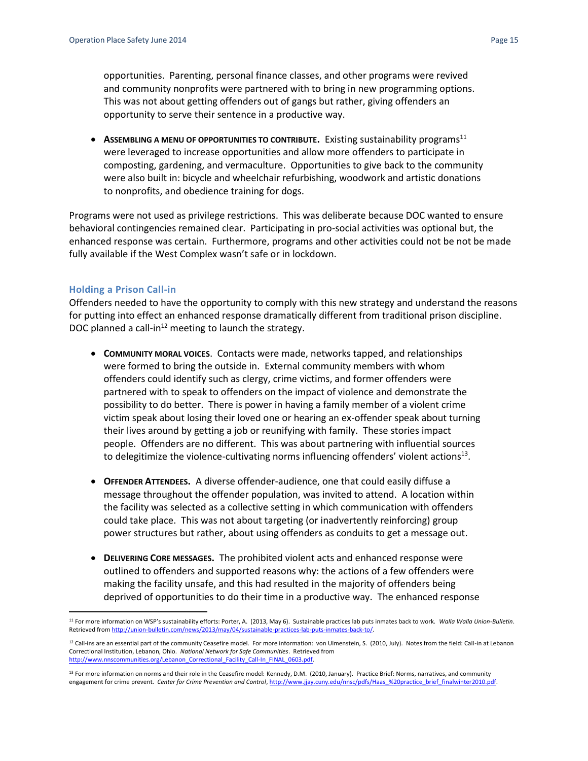opportunities. Parenting, personal finance classes, and other programs were revived and community nonprofits were partnered with to bring in new programming options. This was not about getting offenders out of gangs but rather, giving offenders an opportunity to serve their sentence in a productive way.

- **ASSEMBLING A MENU OF OPPORTUNITIES TO CONTRIBUTE.** Existing sustainability programs[11] were leveraged to increase opportunities and allow more offenders to participate in composting, gardening, and vermaculture. Opportunities to give back to the community were also built in: bicycle and wheelchair refurbishing, woodwork and artistic donations to nonprofits, and obedience training for dogs.

Programs were not used as privilege restrictions. This was deliberate because DOC wanted to ensure behavioral contingencies remained clear. Participating in pro-social activities was optional but, the enhanced response was certain. Furthermore, programs and other activities could not be not be made fully available if the West Complex wasn't safe or in lockdown.

### Holding a Prison Call-in

Offenders needed to have the opportunity to comply with this new strategy and understand the reasons for putting into effect an enhanced response dramatically different from traditional prison discipline. DOC planned a call-in[12] meeting to launch the strategy.

- **COMMUNITY MORAL VOICES**. Contacts were made, networks tapped, and relationships were formed to bring the outside in. External community members with whom offenders could identify such as clergy, crime victims, and former offenders were partnered with to speak to offenders on the impact of violence and demonstrate the possibility to do better. There is power in having a family member of a violent crime victim speak about losing their loved one or hearing an ex-offender speak about turning their lives around by getting a job or reunifying with family. These stories impact people. Offenders are no different. This was about partnering with influential sources to delegitimize the violence-cultivating norms influencing offenders' violent actions[13].

- **OFFENDER ATTENDEES.** A diverse offender-audience, one that could easily diffuse a message throughout the offender population, was invited to attend. A location within the facility was selected as a collective setting in which communication with offenders could take place. This was not about targeting (or inadvertently reinforcing) group power structures but rather, about using offenders as conduits to get a message out.

- **DELIVERING CORE MESSAGES.** The prohibited violent acts and enhanced response were outlined to offenders and supported reasons why: the actions of a few offenders were making the facility unsafe, and this had resulted in the majority of offenders being deprived of opportunities to do their time in a productive way. The enhanced response

---

[11] For more information on WSP's sustainability efforts: Porter, A. (2013, May 6). Sustainable practices lab puts inmates back to work. *Walla Walla Union-Bulletin*. Retrieved from http://union-bulletin.com/news/2013/may/04/sustainable-practices-lab-puts-inmates-back-to/.

[12] Call-ins are an essential part of the community Ceasefire model. For more information: von Ulmenstein, S. (2010, July). Notes from the field: Call-in at Lebanon Correctional Institution, Lebanon, Ohio. *National Network for Safe Communities*. Retrieved from http://www.nnscommunities.org/Lebanon_Correctional_Facility_Call-In_FINAL_0603.pdf.

[13] For more information on norms and their role in the Ceasefire model: Kennedy, D.M. (2010, January). Practice Brief: Norms, narratives, and community engagement for crime prevent. *Center for Crime Prevention and Control*, http://www.jjay.cuny.edu/nnsc/pdfs/Haas_%20practice_brief_finalwinter2010.pdf.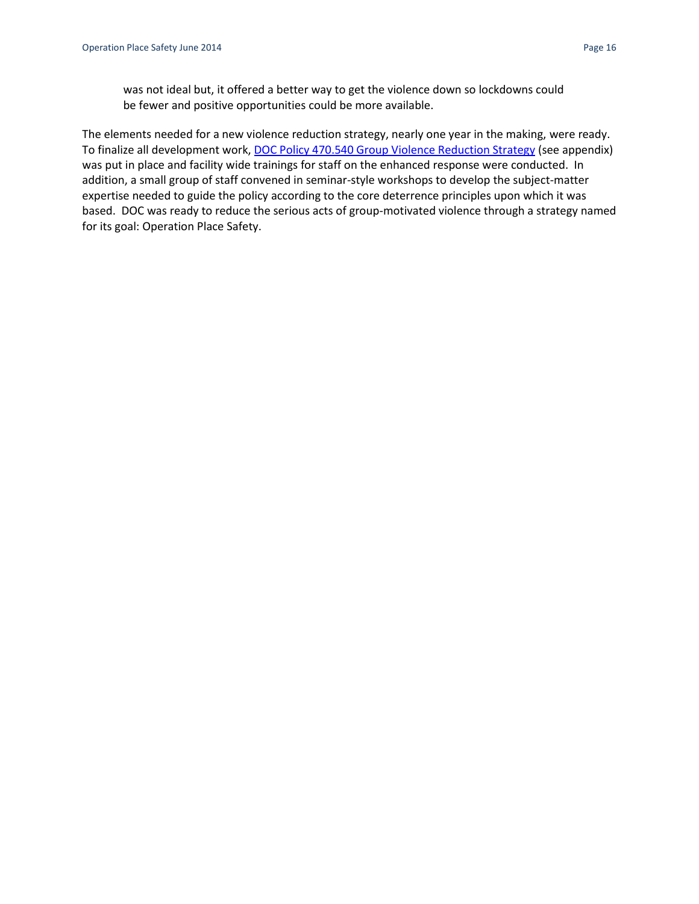was not ideal but, it offered a better way to get the violence down so lockdowns could be fewer and positive opportunities could be more available.

The elements needed for a new violence reduction strategy, nearly one year in the making, were ready. To finalize all development work, DOC Policy 470.540 Group Violence Reduction Strategy (see appendix) was put in place and facility wide trainings for staff on the enhanced response were conducted. In addition, a small group of staff convened in seminar-style workshops to develop the subject-matter expertise needed to guide the policy according to the core deterrence principles upon which it was based. DOC was ready to reduce the serious acts of group-motivated violence through a strategy named for its goal: Operation Place Safety.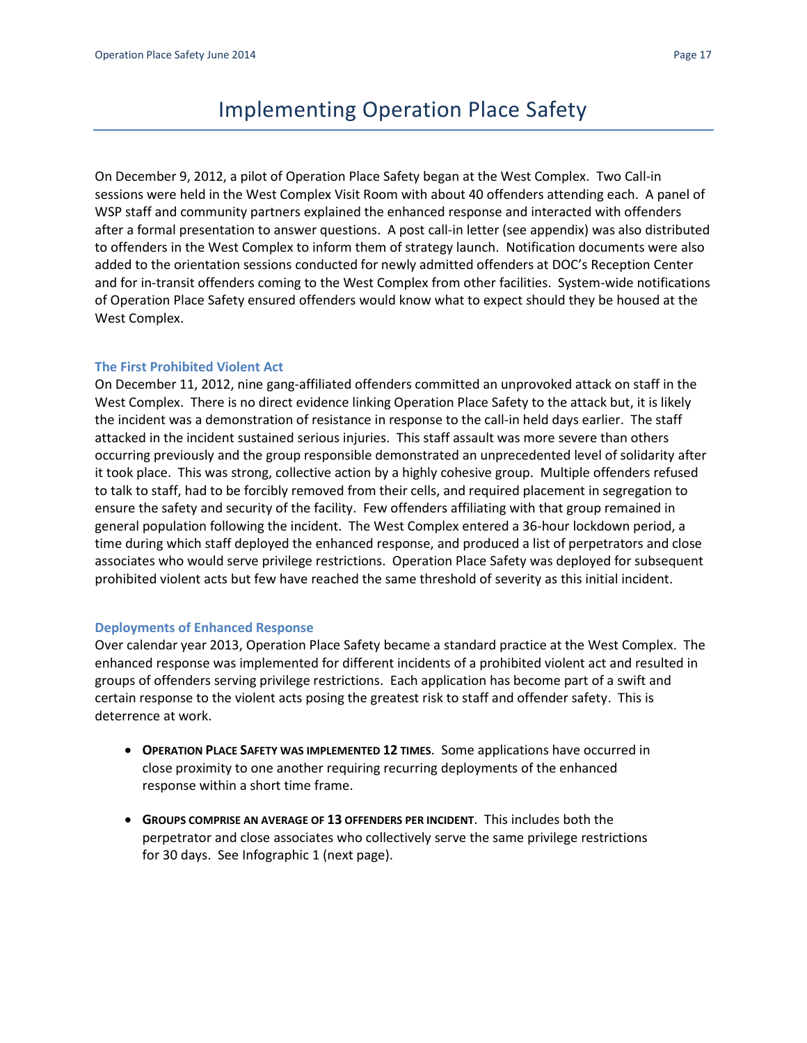# Implementing Operation Place Safety

On December 9, 2012, a pilot of Operation Place Safety began at the West Complex. Two Call-in sessions were held in the West Complex Visit Room with about 40 offenders attending each. A panel of WSP staff and community partners explained the enhanced response and interacted with offenders after a formal presentation to answer questions. A post call-in letter (see appendix) was also distributed to offenders in the West Complex to inform them of strategy launch. Notification documents were also added to the orientation sessions conducted for newly admitted offenders at DOC's Reception Center and for in-transit offenders coming to the West Complex from other facilities. System-wide notifications of Operation Place Safety ensured offenders would know what to expect should they be housed at the West Complex.

### The First Prohibited Violent Act

On December 11, 2012, nine gang-affiliated offenders committed an unprovoked attack on staff in the West Complex. There is no direct evidence linking Operation Place Safety to the attack but, it is likely the incident was a demonstration of resistance in response to the call-in held days earlier. The staff attacked in the incident sustained serious injuries. This staff assault was more severe than others occurring previously and the group responsible demonstrated an unprecedented level of solidarity after it took place. This was strong, collective action by a highly cohesive group. Multiple offenders refused to talk to staff, had to be forcibly removed from their cells, and required placement in segregation to ensure the safety and security of the facility. Few offenders affiliating with that group remained in general population following the incident. The West Complex entered a 36-hour lockdown period, a time during which staff deployed the enhanced response, and produced a list of perpetrators and close associates who would serve privilege restrictions. Operation Place Safety was deployed for subsequent prohibited violent acts but few have reached the same threshold of severity as this initial incident.

### Deployments of Enhanced Response

Over calendar year 2013, Operation Place Safety became a standard practice at the West Complex. The enhanced response was implemented for different incidents of a prohibited violent act and resulted in groups of offenders serving privilege restrictions. Each application has become part of a swift and certain response to the violent acts posing the greatest risk to staff and offender safety. This is deterrence at work.

- **OPERATION PLACE SAFETY WAS IMPLEMENTED 12 TIMES**. Some applications have occurred in close proximity to one another requiring recurring deployments of the enhanced response within a short time frame.
- **GROUPS COMPRISE AN AVERAGE OF 13 OFFENDERS PER INCIDENT**. This includes both the perpetrator and close associates who collectively serve the same privilege restrictions for 30 days. See Infographic 1 (next page).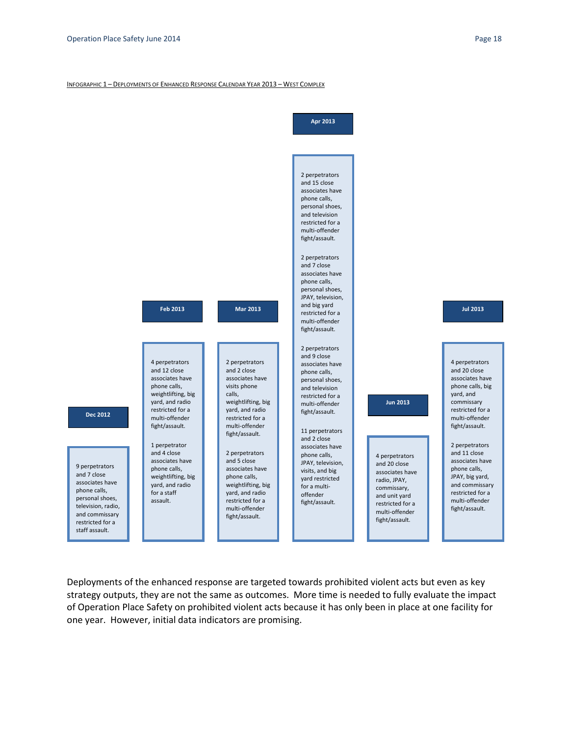INFOGRAPHIC 1 – DEPLOYMENTS OF ENHANCED RESPONSE CALENDAR YEAR 2013 – WEST COMPLEX

**Dec 2012**

- 9 perpetrators and 7 close associates have phone calls, personal shoes, television, radio, and commissary restricted for a staff assault.

**Feb 2013**

- 4 perpetrators and 12 close associates have phone calls, weightlifting, big yard, and radio restricted for a multi-offender fight/assault.
- 1 perpetrator and 4 close associates have phone calls, weightlifting, big yard, and radio restricted for a staff assault.

**Mar 2013**

- 2 perpetrators and 2 close associates have visits phone calls, weightlifting, big yard, and radio restricted for a multi-offender fight/assault.
- 2 perpetrators and 5 close associates have phone calls, weightlifting, big yard, and radio restricted for a multi-offender fight/assault.

**Apr 2013**

- 2 perpetrators and 15 close associates have phone calls, personal shoes, and television restricted for a multi-offender fight/assault.
- 2 perpetrators and 7 close associates have phone calls, personal shoes, JPAY, television, and big yard restricted for a multi-offender fight/assault.
- 2 perpetrators and 9 close associates have phone calls, personal shoes, and television restricted for a multi-offender fight/assault.
- 11 perpetrators and 2 close associates have phone calls, JPAY, television, visits, and big yard restricted for a multi-offender fight/assault.

**Jun 2013**

- 4 perpetrators and 20 close associates have radio, JPAY, commissary, and unit yard restricted for a multi-offender fight/assault.

**Jul 2013**

- 4 perpetrators and 20 close associates have phone calls, big yard, and commissary restricted for a multi-offender fight/assault.
- 2 perpetrators and 11 close associates have phone calls, JPAY, big yard, and commissary restricted for a multi-offender fight/assault.

Deployments of the enhanced response are targeted towards prohibited violent acts but even as key strategy outputs, they are not the same as outcomes. More time is needed to fully evaluate the impact of Operation Place Safety on prohibited violent acts because it has only been in place at one facility for one year. However, initial data indicators are promising.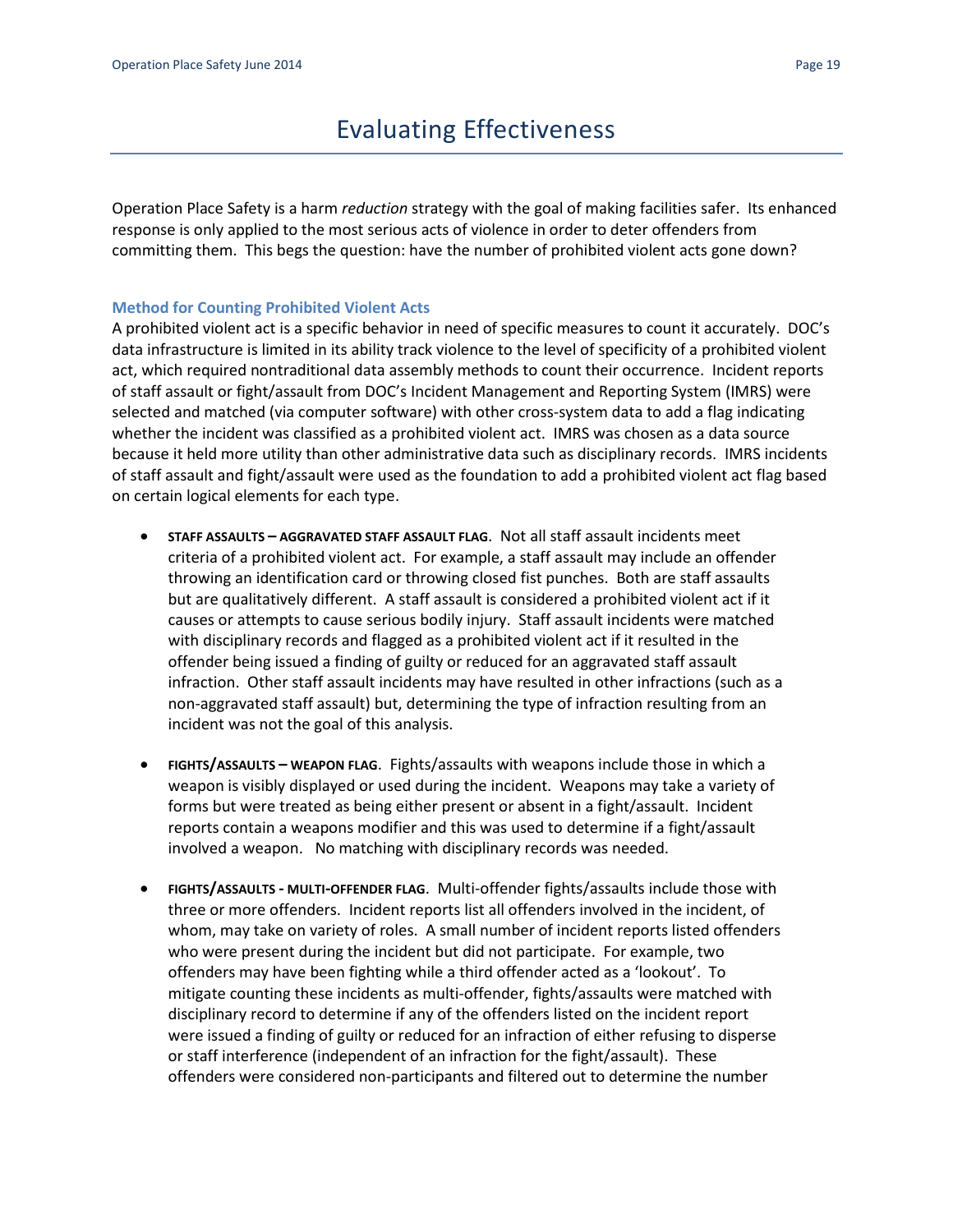# Evaluating Effectiveness

Operation Place Safety is a harm *reduction* strategy with the goal of making facilities safer. Its enhanced response is only applied to the most serious acts of violence in order to deter offenders from committing them. This begs the question: have the number of prohibited violent acts gone down?

### Method for Counting Prohibited Violent Acts

A prohibited violent act is a specific behavior in need of specific measures to count it accurately. DOC's data infrastructure is limited in its ability track violence to the level of specificity of a prohibited violent act, which required nontraditional data assembly methods to count their occurrence. Incident reports of staff assault or fight/assault from DOC's Incident Management and Reporting System (IMRS) were selected and matched (via computer software) with other cross-system data to add a flag indicating whether the incident was classified as a prohibited violent act. IMRS was chosen as a data source because it held more utility than other administrative data such as disciplinary records. IMRS incidents of staff assault and fight/assault were used as the foundation to add a prohibited violent act flag based on certain logical elements for each type.

- **STAFF ASSAULTS – AGGRAVATED STAFF ASSAULT FLAG**. Not all staff assault incidents meet criteria of a prohibited violent act. For example, a staff assault may include an offender throwing an identification card or throwing closed fist punches. Both are staff assaults but are qualitatively different. A staff assault is considered a prohibited violent act if it causes or attempts to cause serious bodily injury. Staff assault incidents were matched with disciplinary records and flagged as a prohibited violent act if it resulted in the offender being issued a finding of guilty or reduced for an aggravated staff assault infraction. Other staff assault incidents may have resulted in other infractions (such as a non-aggravated staff assault) but, determining the type of infraction resulting from an incident was not the goal of this analysis.

- **FIGHTS/ASSAULTS – WEAPON FLAG**. Fights/assaults with weapons include those in which a weapon is visibly displayed or used during the incident. Weapons may take a variety of forms but were treated as being either present or absent in a fight/assault. Incident reports contain a weapons modifier and this was used to determine if a fight/assault involved a weapon. No matching with disciplinary records was needed.

- **FIGHTS/ASSAULTS - MULTI-OFFENDER FLAG**. Multi-offender fights/assaults include those with three or more offenders. Incident reports list all offenders involved in the incident, of whom, may take on variety of roles. A small number of incident reports listed offenders who were present during the incident but did not participate. For example, two offenders may have been fighting while a third offender acted as a 'lookout'. To mitigate counting these incidents as multi-offender, fights/assaults were matched with disciplinary record to determine if any of the offenders listed on the incident report were issued a finding of guilty or reduced for an infraction of either refusing to disperse or staff interference (independent of an infraction for the fight/assault). These offenders were considered non-participants and filtered out to determine the number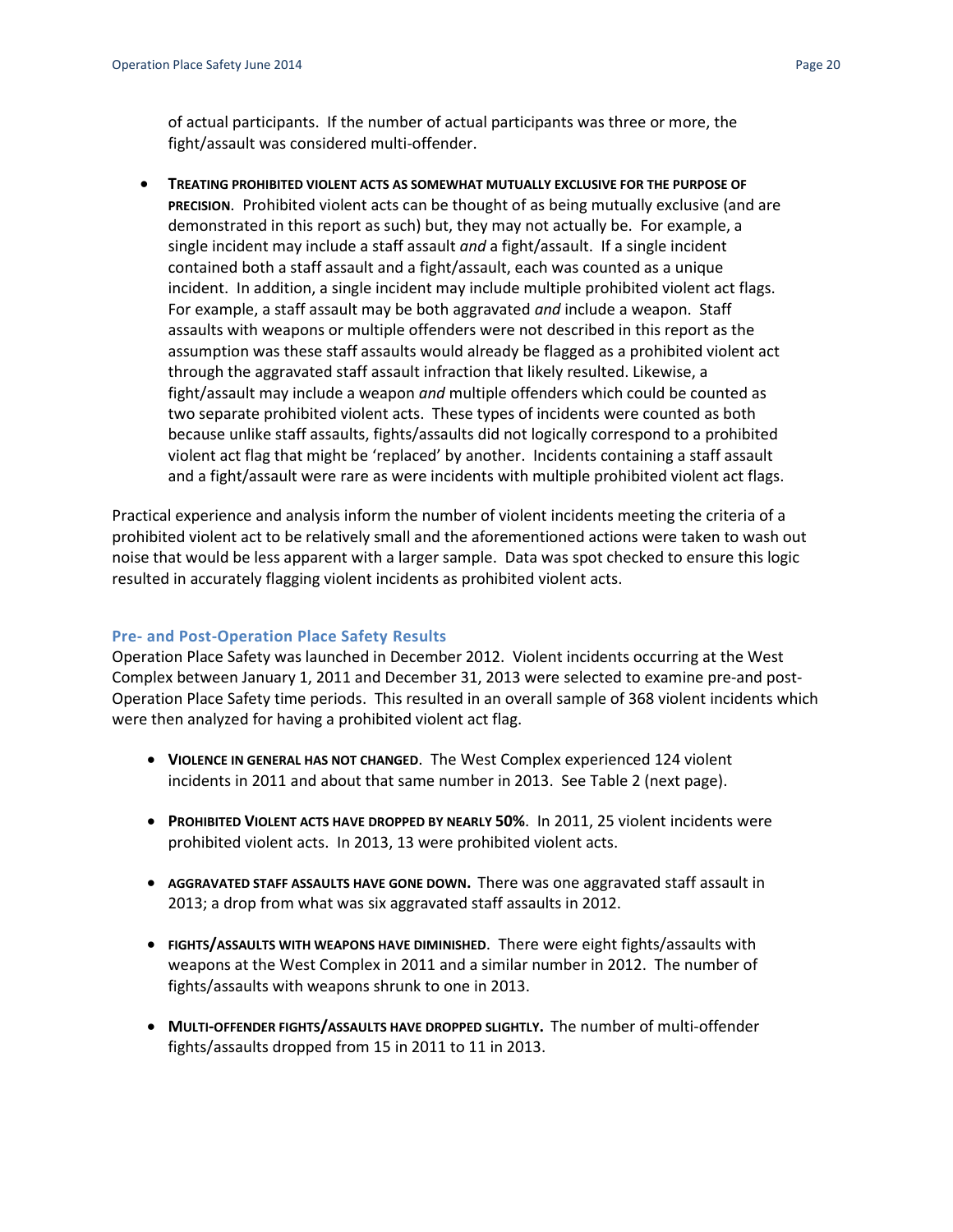of actual participants. If the number of actual participants was three or more, the fight/assault was considered multi-offender.

- **TREATING PROHIBITED VIOLENT ACTS AS SOMEWHAT MUTUALLY EXCLUSIVE FOR THE PURPOSE OF PRECISION**. Prohibited violent acts can be thought of as being mutually exclusive (and are demonstrated in this report as such) but, they may not actually be. For example, a single incident may include a staff assault *and* a fight/assault. If a single incident contained both a staff assault and a fight/assault, each was counted as a unique incident. In addition, a single incident may include multiple prohibited violent act flags. For example, a staff assault may be both aggravated *and* include a weapon. Staff assaults with weapons or multiple offenders were not described in this report as the assumption was these staff assaults would already be flagged as a prohibited violent act through the aggravated staff assault infraction that likely resulted. Likewise, a fight/assault may include a weapon *and* multiple offenders which could be counted as two separate prohibited violent acts. These types of incidents were counted as both because unlike staff assaults, fights/assaults did not logically correspond to a prohibited violent act flag that might be 'replaced' by another. Incidents containing a staff assault and a fight/assault were rare as were incidents with multiple prohibited violent act flags.

Practical experience and analysis inform the number of violent incidents meeting the criteria of a prohibited violent act to be relatively small and the aforementioned actions were taken to wash out noise that would be less apparent with a larger sample. Data was spot checked to ensure this logic resulted in accurately flagging violent incidents as prohibited violent acts.

### Pre- and Post-Operation Place Safety Results

Operation Place Safety was launched in December 2012. Violent incidents occurring at the West Complex between January 1, 2011 and December 31, 2013 were selected to examine pre-and post-Operation Place Safety time periods. This resulted in an overall sample of 368 violent incidents which were then analyzed for having a prohibited violent act flag.

- **VIOLENCE IN GENERAL HAS NOT CHANGED**. The West Complex experienced 124 violent incidents in 2011 and about that same number in 2013. See Table 2 (next page).

- **PROHIBITED VIOLENT ACTS HAVE DROPPED BY NEARLY 50%**. In 2011, 25 violent incidents were prohibited violent acts. In 2013, 13 were prohibited violent acts.

- **AGGRAVATED STAFF ASSAULTS HAVE GONE DOWN.** There was one aggravated staff assault in 2013; a drop from what was six aggravated staff assaults in 2012.

- **FIGHTS/ASSAULTS WITH WEAPONS HAVE DIMINISHED**. There were eight fights/assaults with weapons at the West Complex in 2011 and a similar number in 2012. The number of fights/assaults with weapons shrunk to one in 2013.

- **MULTI-OFFENDER FIGHTS/ASSAULTS HAVE DROPPED SLIGHTLY.** The number of multi-offender fights/assaults dropped from 15 in 2011 to 11 in 2013.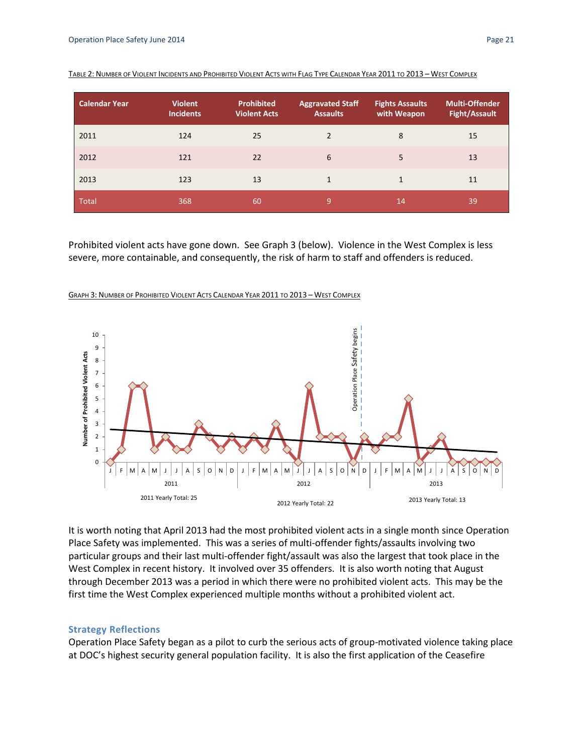TABLE 2: NUMBER OF VIOLENT INCIDENTS AND PROHIBITED VIOLENT ACTS WITH FLAG TYPE CALENDAR YEAR 2011 TO 2013 – WEST COMPLEX

| Calendar Year | Violent Incidents | Prohibited Violent Acts | Aggravated Staff Assaults | Fights Assaults with Weapon | Multi-Offender Fight/Assault |
|---|---|---|---|---|---|
| 2011 | 124 | 25 | 2 | 8 | 15 |
| 2012 | 121 | 22 | 6 | 5 | 13 |
| 2013 | 123 | 13 | 1 | 1 | 11 |
| Total | 368 | 60 | 9 | 14 | 39 |

Prohibited violent acts have gone down. See Graph 3 (below). Violence in the West Complex is less severe, more containable, and consequently, the risk of harm to staff and offenders is reduced.

GRAPH 3: NUMBER OF PROHIBITED VIOLENT ACTS CALENDAR YEAR 2011 TO 2013 – WEST COMPLEX

It is worth noting that April 2013 had the most prohibited violent acts in a single month since Operation Place Safety was implemented. This was a series of multi-offender fights/assaults involving two particular groups and their last multi-offender fight/assault was also the largest that took place in the West Complex in recent history. It involved over 35 offenders. It is also worth noting that August through December 2013 was a period in which there were no prohibited violent acts. This may be the first time the West Complex experienced multiple months without a prohibited violent act.

### Strategy Reflections

Operation Place Safety began as a pilot to curb the serious acts of group-motivated violence taking place at DOC's highest security general population facility. It is also the first application of the Ceasefire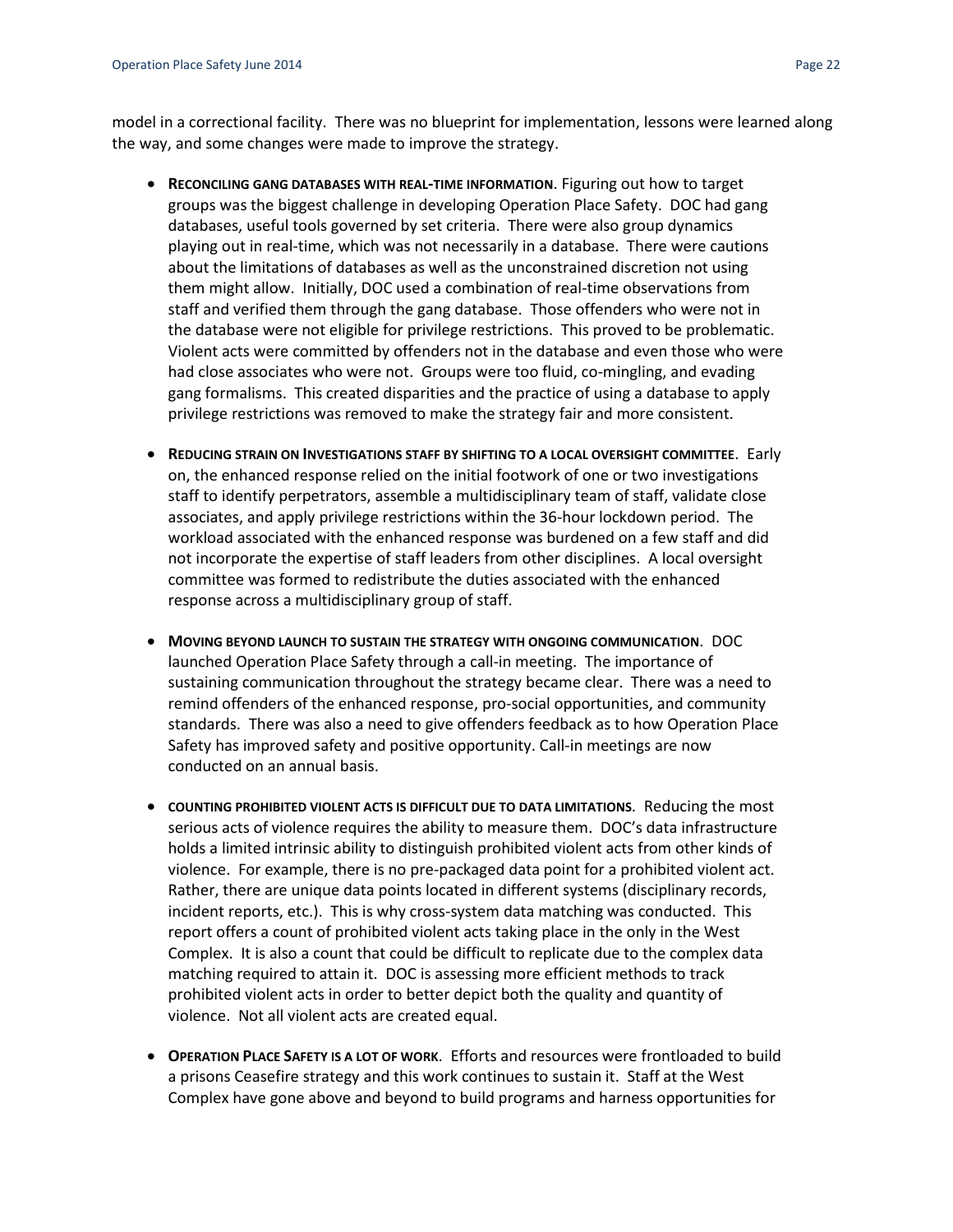model in a correctional facility. There was no blueprint for implementation, lessons were learned along the way, and some changes were made to improve the strategy.

- **RECONCILING GANG DATABASES WITH REAL-TIME INFORMATION**. Figuring out how to target groups was the biggest challenge in developing Operation Place Safety. DOC had gang databases, useful tools governed by set criteria. There were also group dynamics playing out in real-time, which was not necessarily in a database. There were cautions about the limitations of databases as well as the unconstrained discretion not using them might allow. Initially, DOC used a combination of real-time observations from staff and verified them through the gang database. Those offenders who were not in the database were not eligible for privilege restrictions. This proved to be problematic. Violent acts were committed by offenders not in the database and even those who were had close associates who were not. Groups were too fluid, co-mingling, and evading gang formalisms. This created disparities and the practice of using a database to apply privilege restrictions was removed to make the strategy fair and more consistent.

- **REDUCING STRAIN ON INVESTIGATIONS STAFF BY SHIFTING TO A LOCAL OVERSIGHT COMMITTEE**. Early on, the enhanced response relied on the initial footwork of one or two investigations staff to identify perpetrators, assemble a multidisciplinary team of staff, validate close associates, and apply privilege restrictions within the 36-hour lockdown period. The workload associated with the enhanced response was burdened on a few staff and did not incorporate the expertise of staff leaders from other disciplines. A local oversight committee was formed to redistribute the duties associated with the enhanced response across a multidisciplinary group of staff.

- **MOVING BEYOND LAUNCH TO SUSTAIN THE STRATEGY WITH ONGOING COMMUNICATION**. DOC launched Operation Place Safety through a call-in meeting. The importance of sustaining communication throughout the strategy became clear. There was a need to remind offenders of the enhanced response, pro-social opportunities, and community standards. There was also a need to give offenders feedback as to how Operation Place Safety has improved safety and positive opportunity. Call-in meetings are now conducted on an annual basis.

- **COUNTING PROHIBITED VIOLENT ACTS IS DIFFICULT DUE TO DATA LIMITATIONS**. Reducing the most serious acts of violence requires the ability to measure them. DOC's data infrastructure holds a limited intrinsic ability to distinguish prohibited violent acts from other kinds of violence. For example, there is no pre-packaged data point for a prohibited violent act. Rather, there are unique data points located in different systems (disciplinary records, incident reports, etc.). This is why cross-system data matching was conducted. This report offers a count of prohibited violent acts taking place in the only in the West Complex. It is also a count that could be difficult to replicate due to the complex data matching required to attain it. DOC is assessing more efficient methods to track prohibited violent acts in order to better depict both the quality and quantity of violence. Not all violent acts are created equal.

- **OPERATION PLACE SAFETY IS A LOT OF WORK**. Efforts and resources were frontloaded to build a prisons Ceasefire strategy and this work continues to sustain it. Staff at the West Complex have gone above and beyond to build programs and harness opportunities for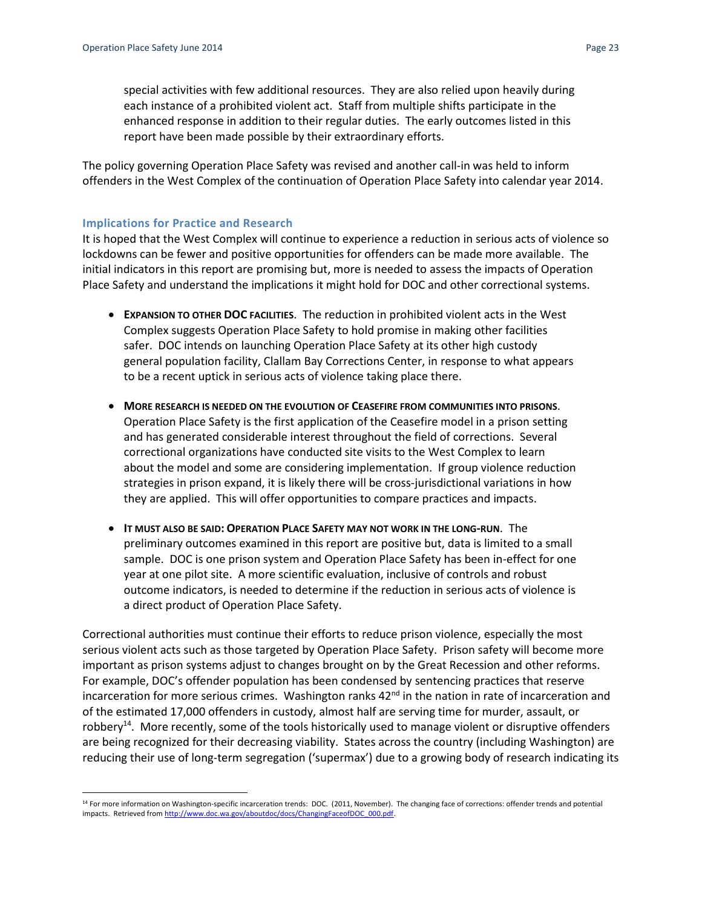special activities with few additional resources. They are also relied upon heavily during each instance of a prohibited violent act. Staff from multiple shifts participate in the enhanced response in addition to their regular duties. The early outcomes listed in this report have been made possible by their extraordinary efforts.

The policy governing Operation Place Safety was revised and another call-in was held to inform offenders in the West Complex of the continuation of Operation Place Safety into calendar year 2014.

### Implications for Practice and Research

It is hoped that the West Complex will continue to experience a reduction in serious acts of violence so lockdowns can be fewer and positive opportunities for offenders can be made more available. The initial indicators in this report are promising but, more is needed to assess the impacts of Operation Place Safety and understand the implications it might hold for DOC and other correctional systems.

- **EXPANSION TO OTHER DOC FACILITIES**. The reduction in prohibited violent acts in the West Complex suggests Operation Place Safety to hold promise in making other facilities safer. DOC intends on launching Operation Place Safety at its other high custody general population facility, Clallam Bay Corrections Center, in response to what appears to be a recent uptick in serious acts of violence taking place there.

- **MORE RESEARCH IS NEEDED ON THE EVOLUTION OF CEASEFIRE FROM COMMUNITIES INTO PRISONS**. Operation Place Safety is the first application of the Ceasefire model in a prison setting and has generated considerable interest throughout the field of corrections. Several correctional organizations have conducted site visits to the West Complex to learn about the model and some are considering implementation. If group violence reduction strategies in prison expand, it is likely there will be cross-jurisdictional variations in how they are applied. This will offer opportunities to compare practices and impacts.

- **IT MUST ALSO BE SAID: OPERATION PLACE SAFETY MAY NOT WORK IN THE LONG-RUN**. The preliminary outcomes examined in this report are positive but, data is limited to a small sample. DOC is one prison system and Operation Place Safety has been in-effect for one year at one pilot site. A more scientific evaluation, inclusive of controls and robust outcome indicators, is needed to determine if the reduction in serious acts of violence is a direct product of Operation Place Safety.

Correctional authorities must continue their efforts to reduce prison violence, especially the most serious violent acts such as those targeted by Operation Place Safety. Prison safety will become more important as prison systems adjust to changes brought on by the Great Recession and other reforms. For example, DOC's offender population has been condensed by sentencing practices that reserve incarceration for more serious crimes. Washington ranks 42nd in the nation in rate of incarceration and of the estimated 17,000 offenders in custody, almost half are serving time for murder, assault, or robbery[14]. More recently, some of the tools historically used to manage violent or disruptive offenders are being recognized for their decreasing viability. States across the country (including Washington) are reducing their use of long-term segregation ('supermax') due to a growing body of research indicating its

[14] For more information on Washington-specific incarceration trends: DOC. (2011, November). The changing face of corrections: offender trends and potential impacts. Retrieved from http://www.doc.wa.gov/aboutdoc/docs/ChangingFaceofDOC_000.pdf.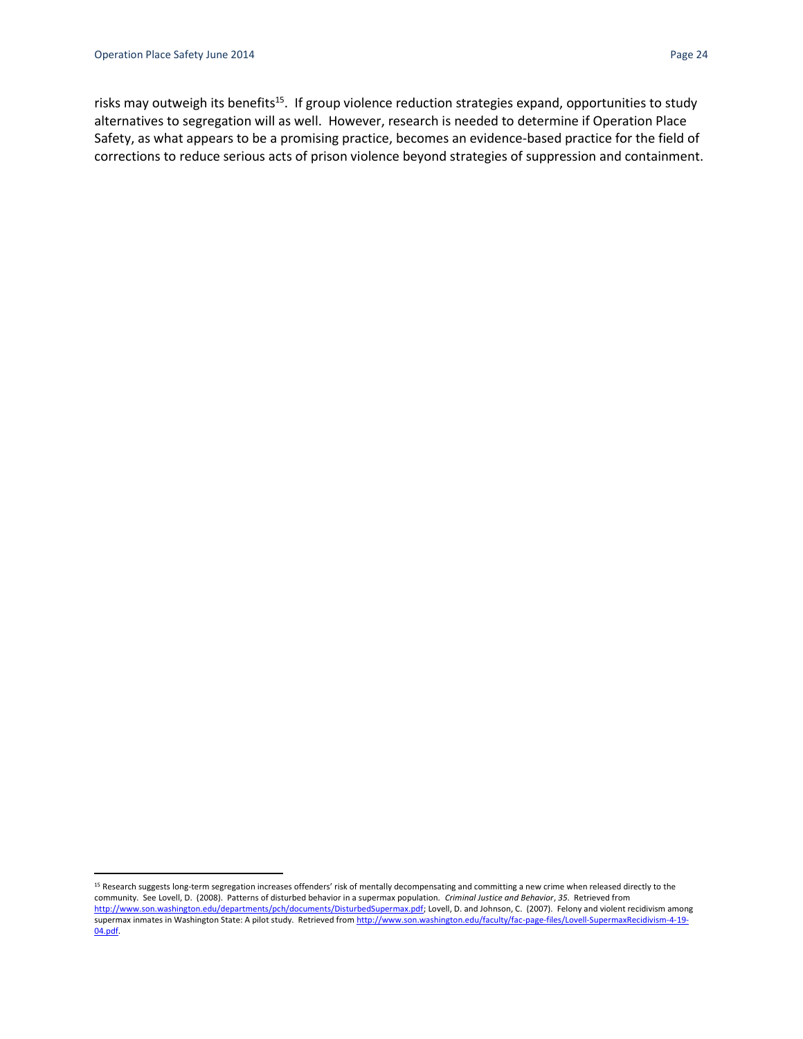risks may outweigh its benefits[15]. If group violence reduction strategies expand, opportunities to study alternatives to segregation will as well. However, research is needed to determine if Operation Place Safety, as what appears to be a promising practice, becomes an evidence-based practice for the field of corrections to reduce serious acts of prison violence beyond strategies of suppression and containment.

---

[15] Research suggests long-term segregation increases offenders' risk of mentally decompensating and committing a new crime when released directly to the community. See Lovell, D. (2008). Patterns of disturbed behavior in a supermax population. *Criminal Justice and Behavior*, *35*. Retrieved from http://www.son.washington.edu/departments/pch/documents/DisturbedSupermax.pdf; Lovell, D. and Johnson, C. (2007). Felony and violent recidivism among supermax inmates in Washington State: A pilot study. Retrieved from http://www.son.washington.edu/faculty/fac-page-files/Lovell-SupermaxRecidivism-4-19-04.pdf.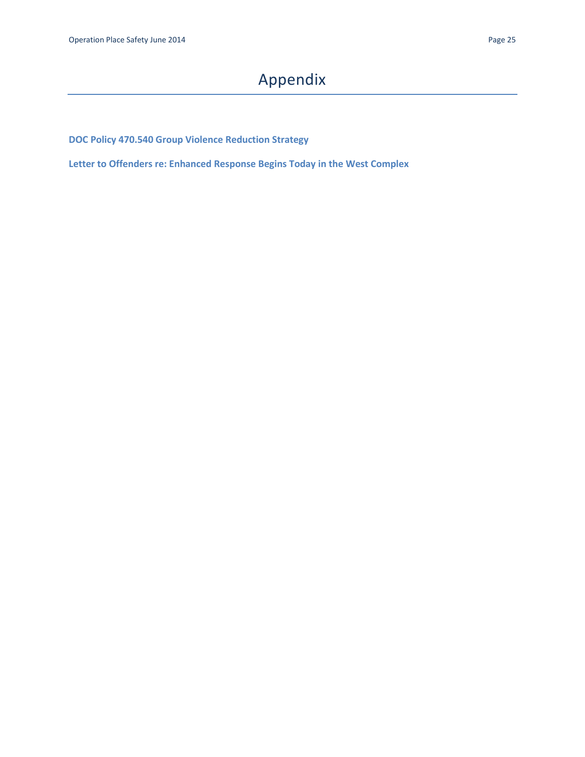# Appendix

**DOC Policy 470.540 Group Violence Reduction Strategy**

**Letter to Offenders re: Enhanced Response Begins Today in the West Complex**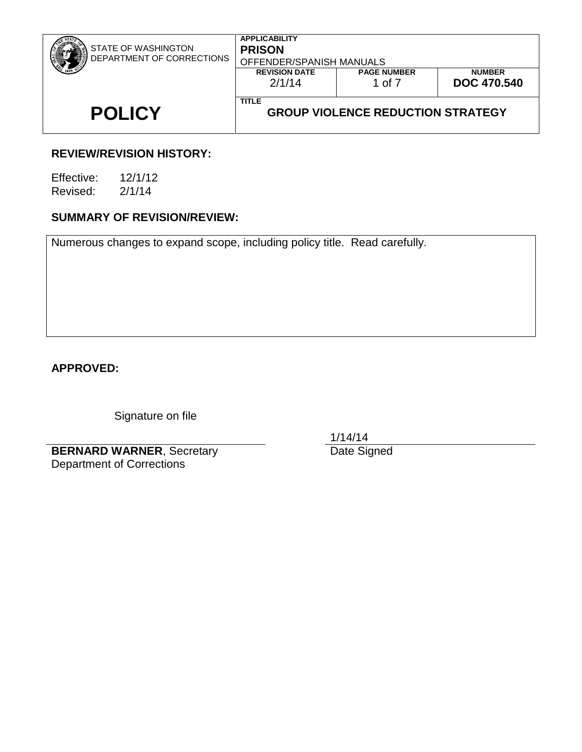| STATE OF WASHINGTON DEPARTMENT OF CORRECTIONS | APPLICABILITY **PRISON** OFFENDER/SPANISH MANUALS | | |
|---|---|---|---|
| | REVISION DATE 2/1/14 | PAGE NUMBER 1 of 7 | NUMBER **DOC 470.540** |
| **POLICY** | TITLE **GROUP VIOLENCE REDUCTION STRATEGY** | | |

**REVIEW/REVISION HISTORY:**

Effective: 12/1/12
Revised: 2/1/14

**SUMMARY OF REVISION/REVIEW:**

Numerous changes to expand scope, including policy title. Read carefully.

**APPROVED:**

Signature on file

**BERNARD WARNER**, Secretary
Department of Corrections

1/14/14
Date Signed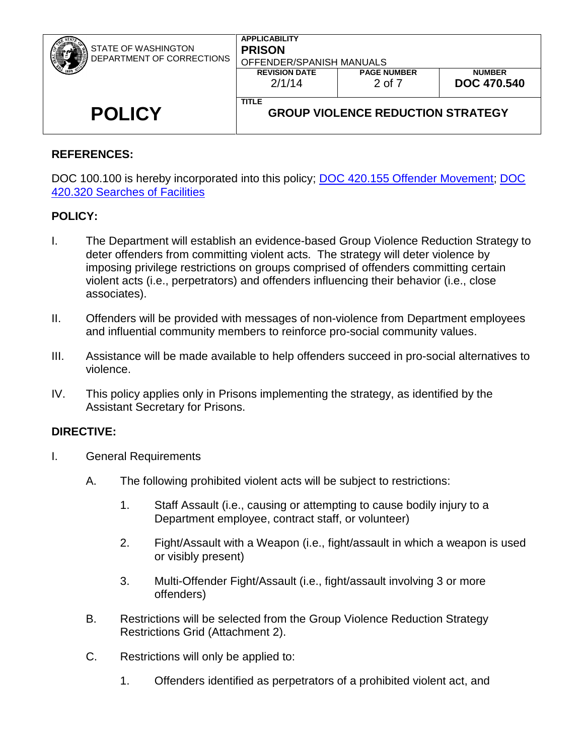| STATE OF WASHINGTON DEPARTMENT OF CORRECTIONS | APPLICABILITY **PRISON** OFFENDER/SPANISH MANUALS | | |
|---|---|---|---|
| | REVISION DATE 2/1/14 | PAGE NUMBER 2 of 7 | NUMBER **DOC 470.540** |
| **POLICY** | TITLE **GROUP VIOLENCE REDUCTION STRATEGY** | | |

**REFERENCES:**

DOC 100.100 is hereby incorporated into this policy; DOC 420.155 Offender Movement; DOC 420.320 Searches of Facilities

**POLICY:**

I. The Department will establish an evidence-based Group Violence Reduction Strategy to deter offenders from committing violent acts. The strategy will deter violence by imposing privilege restrictions on groups comprised of offenders committing certain violent acts (i.e., perpetrators) and offenders influencing their behavior (i.e., close associates).

II. Offenders will be provided with messages of non-violence from Department employees and influential community members to reinforce pro-social community values.

III. Assistance will be made available to help offenders succeed in pro-social alternatives to violence.

IV. This policy applies only in Prisons implementing the strategy, as identified by the Assistant Secretary for Prisons.

**DIRECTIVE:**

I. General Requirements

  A. The following prohibited violent acts will be subject to restrictions:

    1. Staff Assault (i.e., causing or attempting to cause bodily injury to a Department employee, contract staff, or volunteer)

    2. Fight/Assault with a Weapon (i.e., fight/assault in which a weapon is used or visibly present)

    3. Multi-Offender Fight/Assault (i.e., fight/assault involving 3 or more offenders)

  B. Restrictions will be selected from the Group Violence Reduction Strategy Restrictions Grid (Attachment 2).

  C. Restrictions will only be applied to:

    1. Offenders identified as perpetrators of a prohibited violent act, and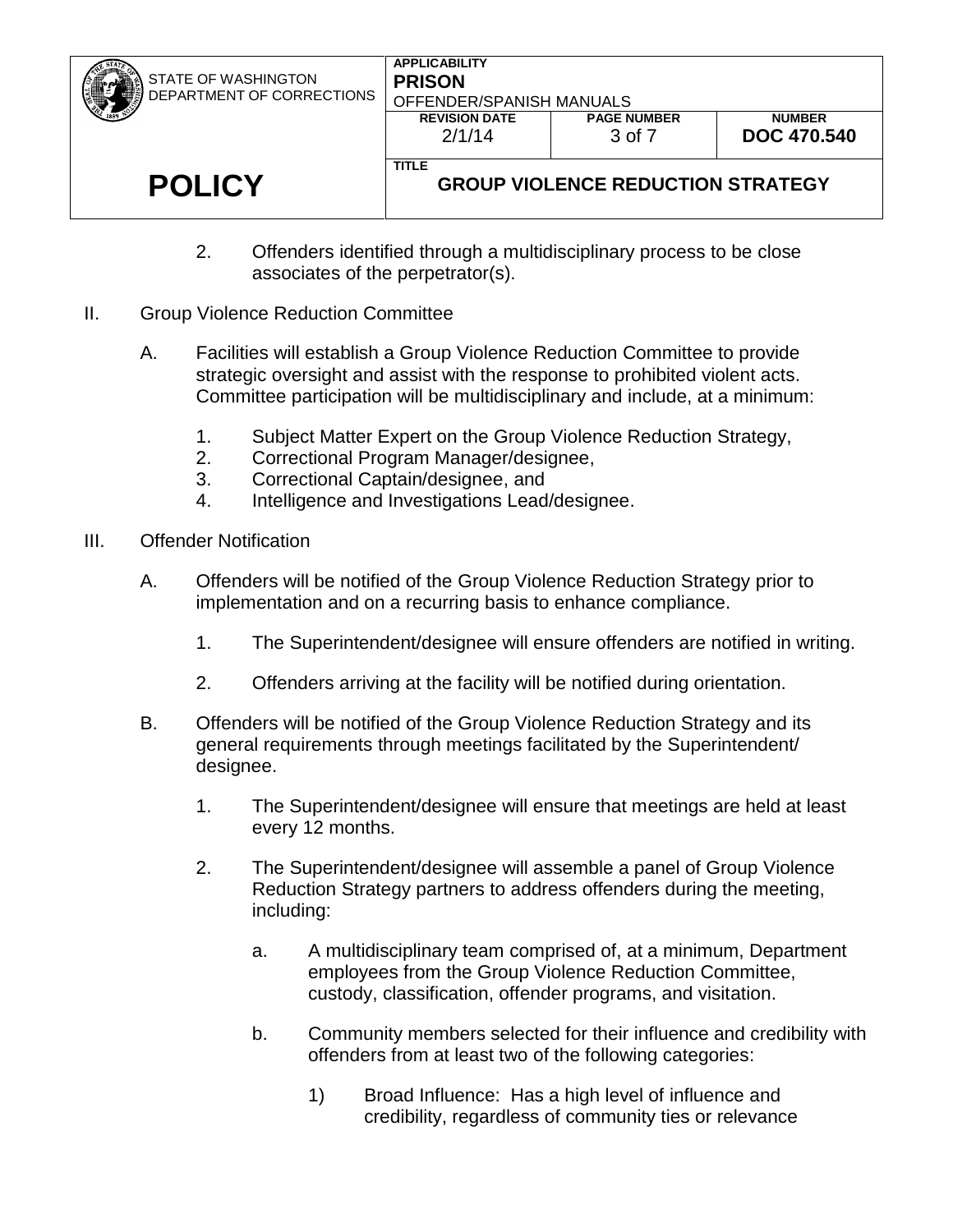2. Offenders identified through a multidisciplinary process to be close associates of the perpetrator(s).

II. Group Violence Reduction Committee

A. Facilities will establish a Group Violence Reduction Committee to provide strategic oversight and assist with the response to prohibited violent acts. Committee participation will be multidisciplinary and include, at a minimum:

1. Subject Matter Expert on the Group Violence Reduction Strategy,
2. Correctional Program Manager/designee,
3. Correctional Captain/designee, and
4. Intelligence and Investigations Lead/designee.

III. Offender Notification

A. Offenders will be notified of the Group Violence Reduction Strategy prior to implementation and on a recurring basis to enhance compliance.

1. The Superintendent/designee will ensure offenders are notified in writing.

2. Offenders arriving at the facility will be notified during orientation.

B. Offenders will be notified of the Group Violence Reduction Strategy and its general requirements through meetings facilitated by the Superintendent/ designee.

1. The Superintendent/designee will ensure that meetings are held at least every 12 months.

2. The Superintendent/designee will assemble a panel of Group Violence Reduction Strategy partners to address offenders during the meeting, including:

a. A multidisciplinary team comprised of, at a minimum, Department employees from the Group Violence Reduction Committee, custody, classification, offender programs, and visitation.

b. Community members selected for their influence and credibility with offenders from at least two of the following categories:

1) Broad Influence: Has a high level of influence and credibility, regardless of community ties or relevance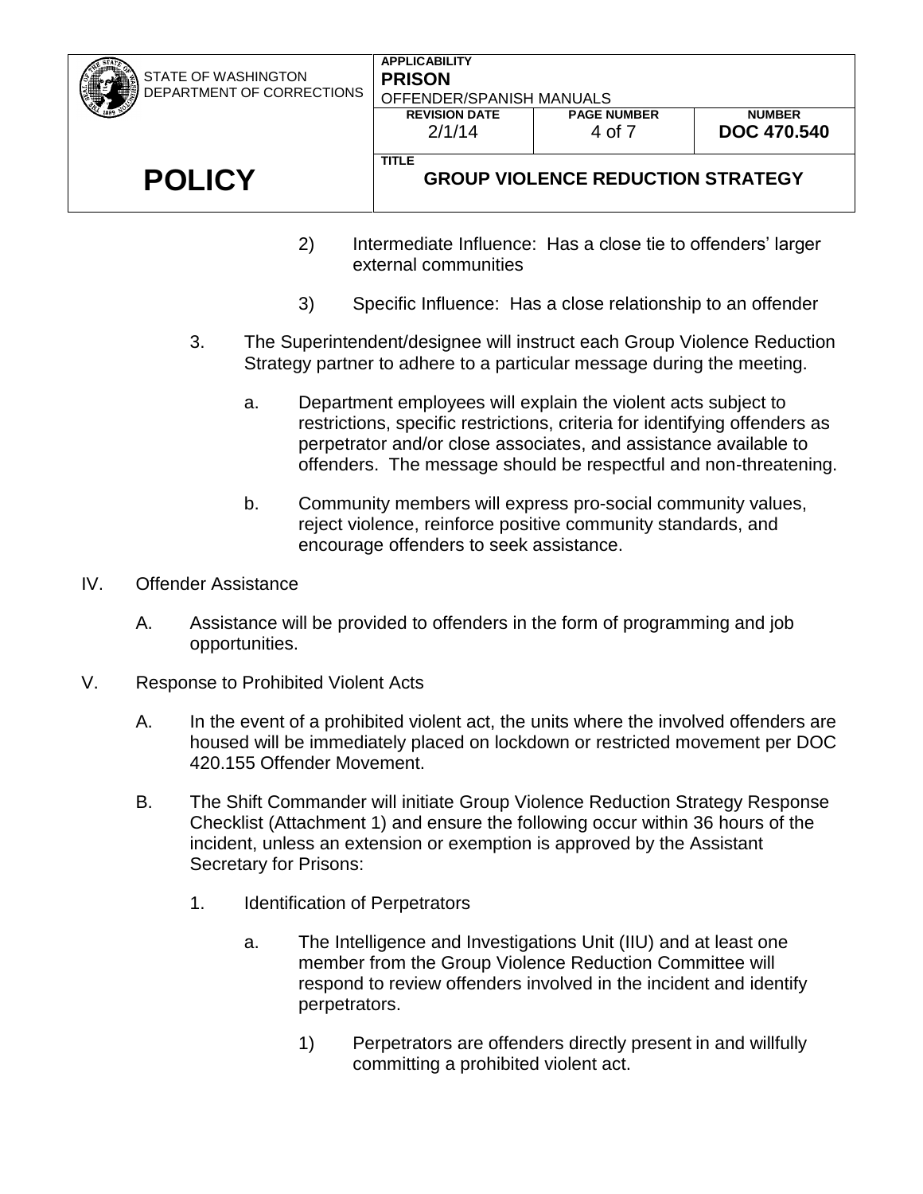2) Intermediate Influence: Has a close tie to offenders' larger external communities

3) Specific Influence: Has a close relationship to an offender

3. The Superintendent/designee will instruct each Group Violence Reduction Strategy partner to adhere to a particular message during the meeting.

   a. Department employees will explain the violent acts subject to restrictions, specific restrictions, criteria for identifying offenders as perpetrator and/or close associates, and assistance available to offenders. The message should be respectful and non-threatening.

   b. Community members will express pro-social community values, reject violence, reinforce positive community standards, and encourage offenders to seek assistance.

IV. Offender Assistance

   A. Assistance will be provided to offenders in the form of programming and job opportunities.

V. Response to Prohibited Violent Acts

   A. In the event of a prohibited violent act, the units where the involved offenders are housed will be immediately placed on lockdown or restricted movement per DOC 420.155 Offender Movement.

   B. The Shift Commander will initiate Group Violence Reduction Strategy Response Checklist (Attachment 1) and ensure the following occur within 36 hours of the incident, unless an extension or exemption is approved by the Assistant Secretary for Prisons:

      1. Identification of Perpetrators

         a. The Intelligence and Investigations Unit (IIU) and at least one member from the Group Violence Reduction Committee will respond to review offenders involved in the incident and identify perpetrators.

            1) Perpetrators are offenders directly present in and willfully committing a prohibited violent act.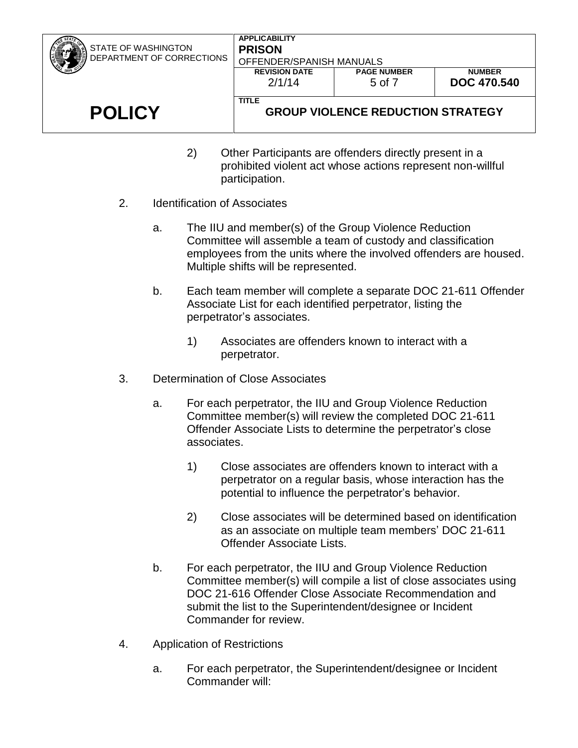2) Other Participants are offenders directly present in a prohibited violent act whose actions represent non-willful participation.

2. Identification of Associates

   a. The IIU and member(s) of the Group Violence Reduction Committee will assemble a team of custody and classification employees from the units where the involved offenders are housed. Multiple shifts will be represented.

   b. Each team member will complete a separate DOC 21-611 Offender Associate List for each identified perpetrator, listing the perpetrator's associates.

      1) Associates are offenders known to interact with a perpetrator.

3. Determination of Close Associates

   a. For each perpetrator, the IIU and Group Violence Reduction Committee member(s) will review the completed DOC 21-611 Offender Associate Lists to determine the perpetrator's close associates.

      1) Close associates are offenders known to interact with a perpetrator on a regular basis, whose interaction has the potential to influence the perpetrator's behavior.

      2) Close associates will be determined based on identification as an associate on multiple team members' DOC 21-611 Offender Associate Lists.

   b. For each perpetrator, the IIU and Group Violence Reduction Committee member(s) will compile a list of close associates using DOC 21-616 Offender Close Associate Recommendation and submit the list to the Superintendent/designee or Incident Commander for review.

4. Application of Restrictions

   a. For each perpetrator, the Superintendent/designee or Incident Commander will: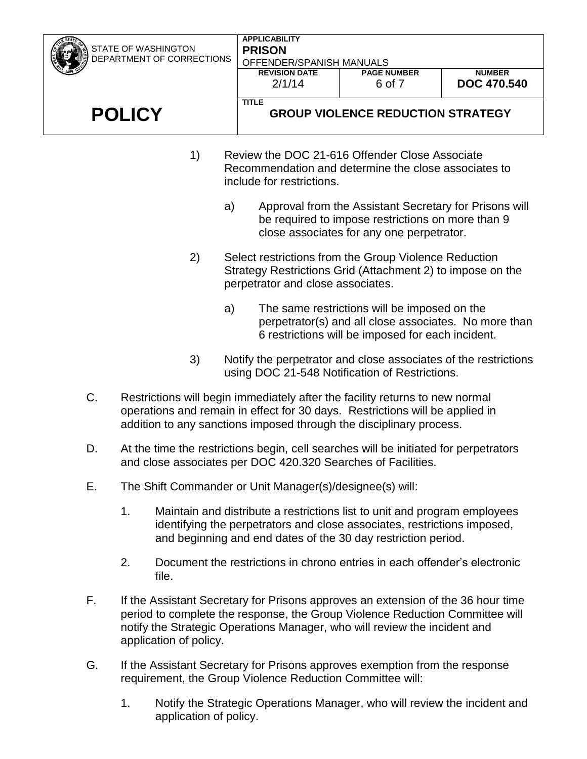1) Review the DOC 21-616 Offender Close Associate Recommendation and determine the close associates to include for restrictions.

   a) Approval from the Assistant Secretary for Prisons will be required to impose restrictions on more than 9 close associates for any one perpetrator.

2) Select restrictions from the Group Violence Reduction Strategy Restrictions Grid (Attachment 2) to impose on the perpetrator and close associates.

   a) The same restrictions will be imposed on the perpetrator(s) and all close associates. No more than 6 restrictions will be imposed for each incident.

3) Notify the perpetrator and close associates of the restrictions using DOC 21-548 Notification of Restrictions.

C. Restrictions will begin immediately after the facility returns to new normal operations and remain in effect for 30 days. Restrictions will be applied in addition to any sanctions imposed through the disciplinary process.

D. At the time the restrictions begin, cell searches will be initiated for perpetrators and close associates per DOC 420.320 Searches of Facilities.

E. The Shift Commander or Unit Manager(s)/designee(s) will:

   1. Maintain and distribute a restrictions list to unit and program employees identifying the perpetrators and close associates, restrictions imposed, and beginning and end dates of the 30 day restriction period.

   2. Document the restrictions in chrono entries in each offender's electronic file.

F. If the Assistant Secretary for Prisons approves an extension of the 36 hour time period to complete the response, the Group Violence Reduction Committee will notify the Strategic Operations Manager, who will review the incident and application of policy.

G. If the Assistant Secretary for Prisons approves exemption from the response requirement, the Group Violence Reduction Committee will:

   1. Notify the Strategic Operations Manager, who will review the incident and application of policy.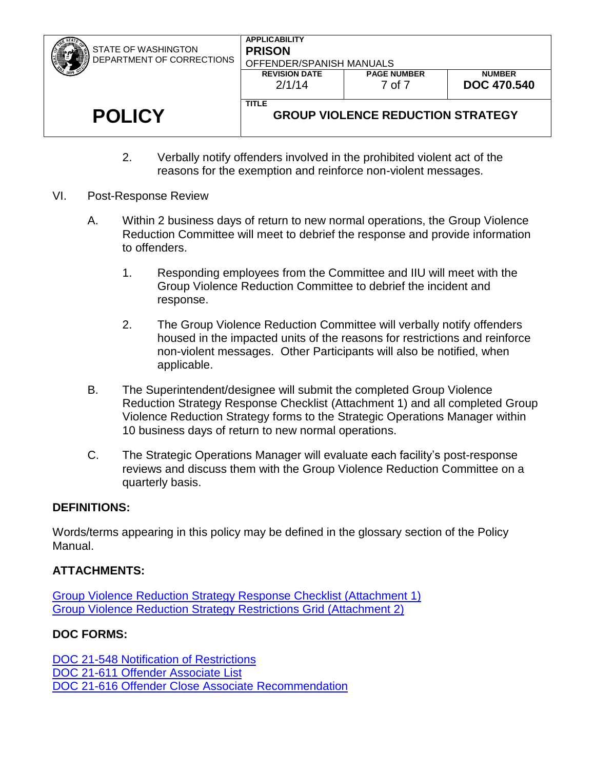2. Verbally notify offenders involved in the prohibited violent act of the reasons for the exemption and reinforce non-violent messages.

VI. Post-Response Review

A. Within 2 business days of return to new normal operations, the Group Violence Reduction Committee will meet to debrief the response and provide information to offenders.

1. Responding employees from the Committee and IIU will meet with the Group Violence Reduction Committee to debrief the incident and response.

2. The Group Violence Reduction Committee will verbally notify offenders housed in the impacted units of the reasons for restrictions and reinforce non-violent messages. Other Participants will also be notified, when applicable.

B. The Superintendent/designee will submit the completed Group Violence Reduction Strategy Response Checklist (Attachment 1) and all completed Group Violence Reduction Strategy forms to the Strategic Operations Manager within 10 business days of return to new normal operations.

C. The Strategic Operations Manager will evaluate each facility's post-response reviews and discuss them with the Group Violence Reduction Committee on a quarterly basis.

**DEFINITIONS:**

Words/terms appearing in this policy may be defined in the glossary section of the Policy Manual.

**ATTACHMENTS:**

Group Violence Reduction Strategy Response Checklist (Attachment 1)
Group Violence Reduction Strategy Restrictions Grid (Attachment 2)

**DOC FORMS:**

DOC 21-548 Notification of Restrictions
DOC 21-611 Offender Associate List
DOC 21-616 Offender Close Associate Recommendation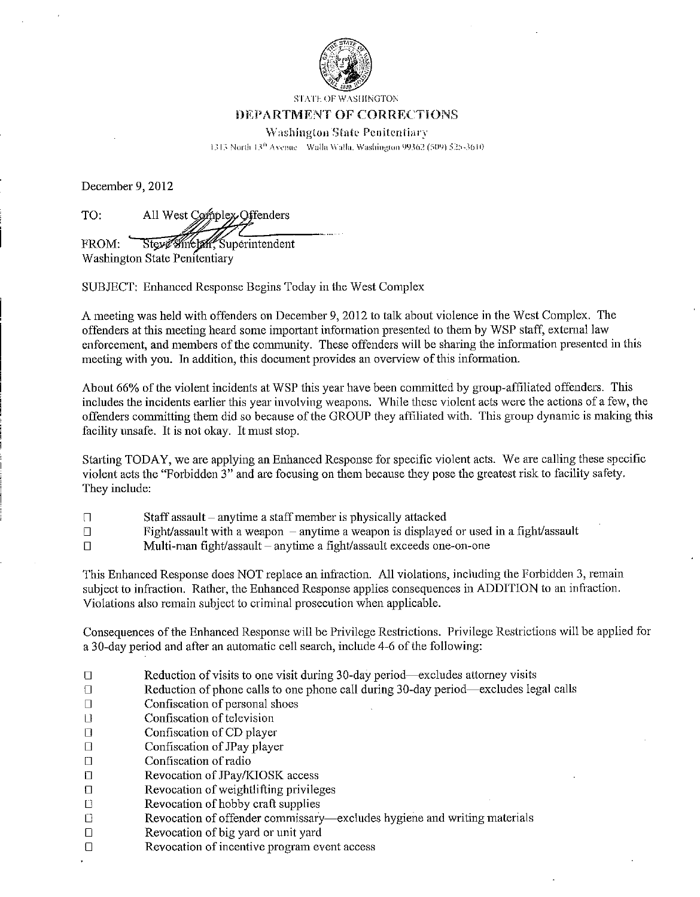STATE OF WASHINGTON

# DEPARTMENT OF CORRECTIONS

Washington State Penitentiary

1313 North 13th Avenue · Walla Walla, Washington 99362 (509) 525-3610

December 9, 2012

TO: All West Complex Offenders

FROM: Steve Sinclair, Superintendent
Washington State Penitentiary

SUBJECT: Enhanced Response Begins Today in the West Complex

A meeting was held with offenders on December 9, 2012 to talk about violence in the West Complex. The offenders at this meeting heard some important information presented to them by WSP staff, external law enforcement, and members of the community. These offenders will be sharing the information presented in this meeting with you. In addition, this document provides an overview of this information.

About 66% of the violent incidents at WSP this year have been committed by group-affiliated offenders. This includes the incidents earlier this year involving weapons. While these violent acts were the actions of a few, the offenders committing them did so because of the GROUP they affiliated with. This group dynamic is making this facility unsafe. It is not okay. It must stop.

Starting TODAY, we are applying an Enhanced Response for specific violent acts. We are calling these specific violent acts the "Forbidden 3" and are focusing on them because they pose the greatest risk to facility safety. They include:

- ☐ Staff assault – anytime a staff member is physically attacked
- ☐ Fight/assault with a weapon – anytime a weapon is displayed or used in a fight/assault
- ☐ Multi-man fight/assault – anytime a fight/assault exceeds one-on-one

This Enhanced Response does NOT replace an infraction. All violations, including the Forbidden 3, remain subject to infraction. Rather, the Enhanced Response applies consequences in ADDITION to an infraction. Violations also remain subject to criminal prosecution when applicable.

Consequences of the Enhanced Response will be Privilege Restrictions. Privilege Restrictions will be applied for a 30-day period and after an automatic cell search, include 4-6 of the following:

- ☐ Reduction of visits to one visit during 30-day period—excludes attorney visits
- ☐ Reduction of phone calls to one phone call during 30-day period—excludes legal calls
- ☐ Confiscation of personal shoes
- ☐ Confiscation of television
- ☐ Confiscation of CD player
- ☐ Confiscation of JPay player
- ☐ Confiscation of radio
- ☐ Revocation of JPay/KIOSK access
- ☐ Revocation of weightlifting privileges
- ☐ Revocation of hobby craft supplies
- ☐ Revocation of offender commissary—excludes hygiene and writing materials
- ☐ Revocation of big yard or unit yard
- ☐ Revocation of incentive program event access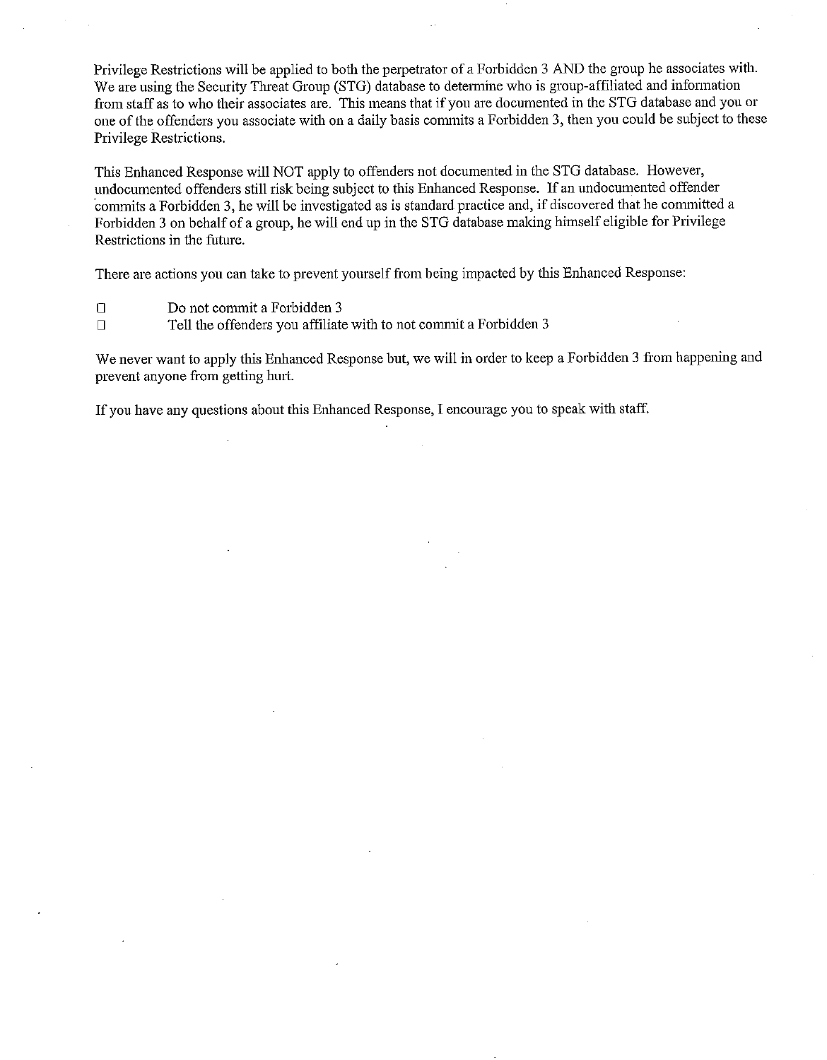Privilege Restrictions will be applied to both the perpetrator of a Forbidden 3 AND the group he associates with. We are using the Security Threat Group (STG) database to determine who is group-affiliated and information from staff as to who their associates are. This means that if you are documented in the STG database and you or one of the offenders you associate with on a daily basis commits a Forbidden 3, then you could be subject to these Privilege Restrictions.

This Enhanced Response will NOT apply to offenders not documented in the STG database. However, undocumented offenders still risk being subject to this Enhanced Response. If an undocumented offender commits a Forbidden 3, he will be investigated as is standard practice and, if discovered that he committed a Forbidden 3 on behalf of a group, he will end up in the STG database making himself eligible for Privilege Restrictions in the future.

There are actions you can take to prevent yourself from being impacted by this Enhanced Response:

- ☐ Do not commit a Forbidden 3
- ☐ Tell the offenders you affiliate with to not commit a Forbidden 3

We never want to apply this Enhanced Response but, we will in order to keep a Forbidden 3 from happening and prevent anyone from getting hurt.

If you have any questions about this Enhanced Response, I encourage you to speak with staff.